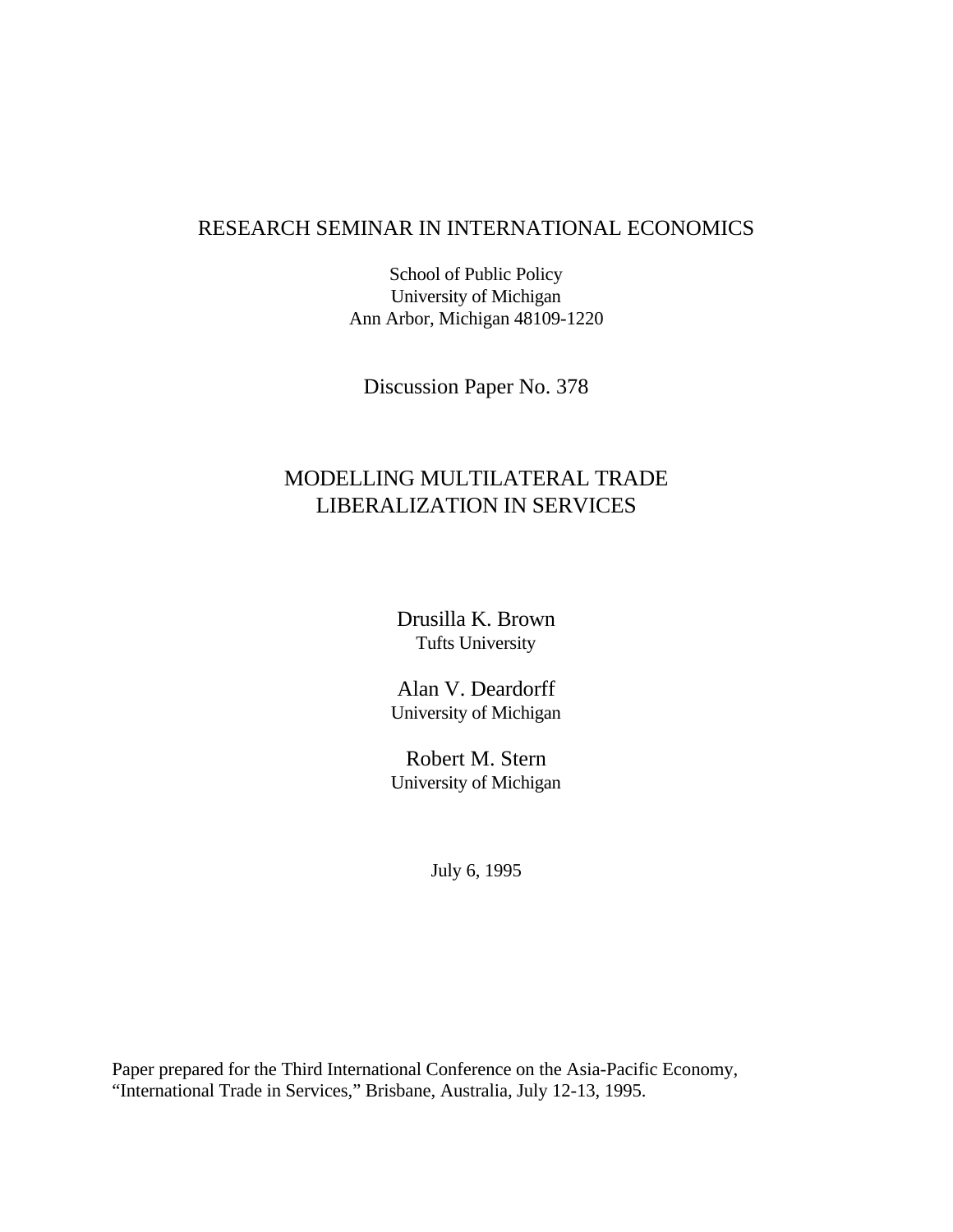RESEARCH SEMINAR IN INTERNATIONAL ECONOMICS

School of Public Policy
University of Michigan
Ann Arbor, Michigan 48109-1220

Discussion Paper No. 378

# MODELLING MULTILATERAL TRADE LIBERALIZATION IN SERVICES

Drusilla K. Brown
Tufts University

Alan V. Deardorff
University of Michigan

Robert M. Stern
University of Michigan

July 6, 1995

Paper prepared for the Third International Conference on the Asia-Pacific Economy, "International Trade in Services," Brisbane, Australia, July 12-13, 1995.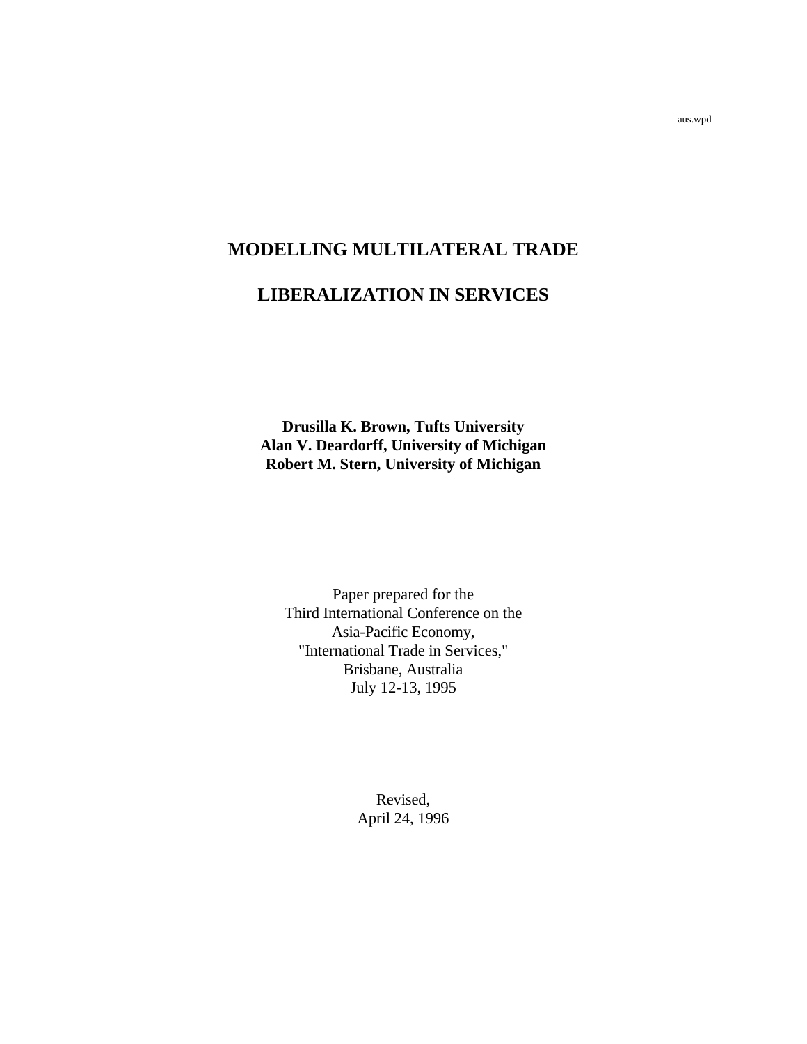aus.wpd

# MODELLING MULTILATERAL TRADE LIBERALIZATION IN SERVICES

**Drusilla K. Brown, Tufts University**
**Alan V. Deardorff, University of Michigan**
**Robert M. Stern, University of Michigan**

Paper prepared for the
Third International Conference on the
Asia-Pacific Economy,
"International Trade in Services,"
Brisbane, Australia
July 12-13, 1995

Revised,
April 24, 1996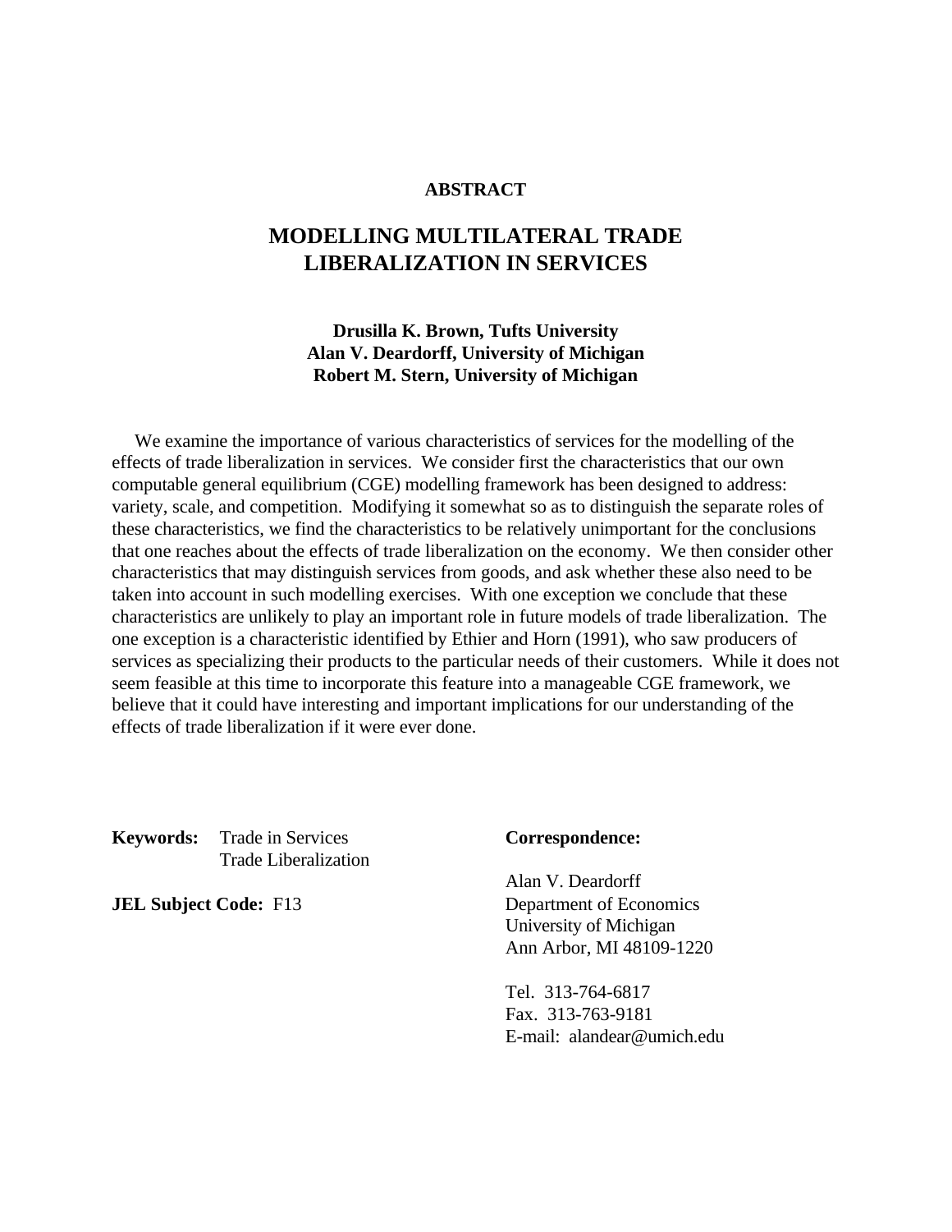**ABSTRACT**

# MODELLING MULTILATERAL TRADE LIBERALIZATION IN SERVICES

**Drusilla K. Brown, Tufts University**
**Alan V. Deardorff, University of Michigan**
**Robert M. Stern, University of Michigan**

We examine the importance of various characteristics of services for the modelling of the effects of trade liberalization in services. We consider first the characteristics that our own computable general equilibrium (CGE) modelling framework has been designed to address: variety, scale, and competition. Modifying it somewhat so as to distinguish the separate roles of these characteristics, we find the characteristics to be relatively unimportant for the conclusions that one reaches about the effects of trade liberalization on the economy. We then consider other characteristics that may distinguish services from goods, and ask whether these also need to be taken into account in such modelling exercises. With one exception we conclude that these characteristics are unlikely to play an important role in future models of trade liberalization. The one exception is a characteristic identified by Ethier and Horn (1991), who saw producers of services as specializing their products to the particular needs of their customers. While it does not seem feasible at this time to incorporate this feature into a manageable CGE framework, we believe that it could have interesting and important implications for our understanding of the effects of trade liberalization if it were ever done.

**Keywords:** Trade in Services
Trade Liberalization

**JEL Subject Code:** F13

**Correspondence:**

Alan V. Deardorff
Department of Economics
University of Michigan
Ann Arbor, MI 48109-1220

Tel. 313-764-6817
Fax. 313-763-9181
E-mail: alandear@umich.edu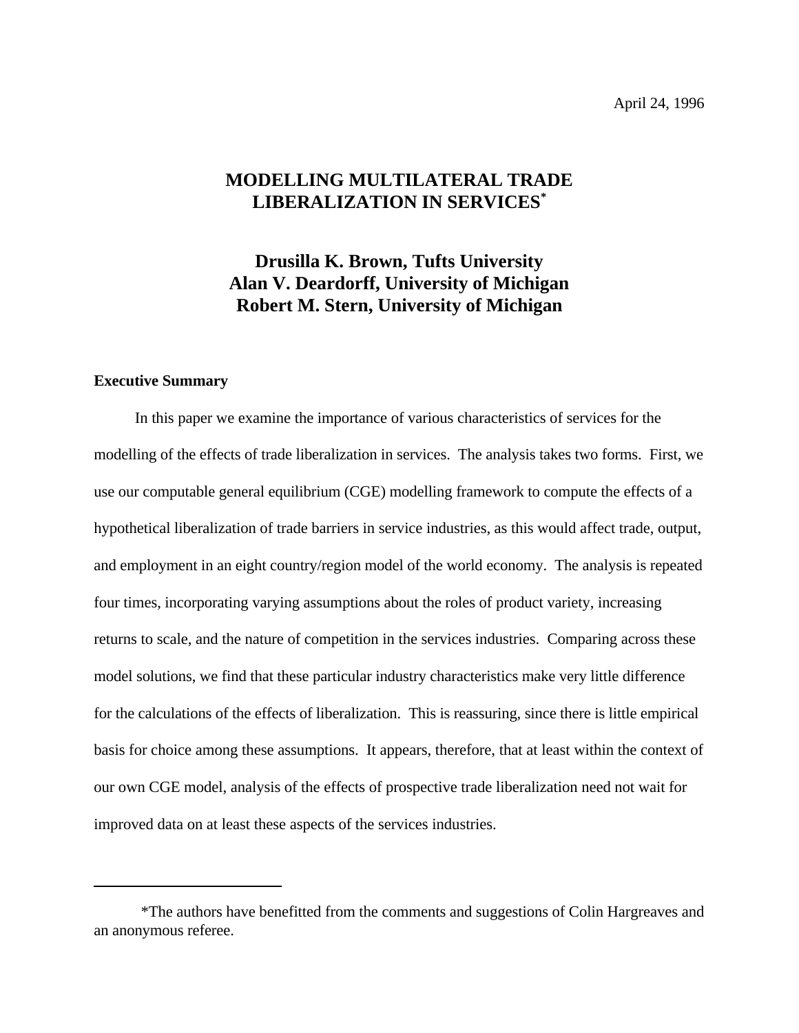April 24, 1996

# MODELLING MULTILATERAL TRADE LIBERALIZATION IN SERVICES*

**Drusilla K. Brown, Tufts University**
**Alan V. Deardorff, University of Michigan**
**Robert M. Stern, University of Michigan**

## Executive Summary

In this paper we examine the importance of various characteristics of services for the modelling of the effects of trade liberalization in services. The analysis takes two forms. First, we use our computable general equilibrium (CGE) modelling framework to compute the effects of a hypothetical liberalization of trade barriers in service industries, as this would affect trade, output, and employment in an eight country/region model of the world economy. The analysis is repeated four times, incorporating varying assumptions about the roles of product variety, increasing returns to scale, and the nature of competition in the services industries. Comparing across these model solutions, we find that these particular industry characteristics make very little difference for the calculations of the effects of liberalization. This is reassuring, since there is little empirical basis for choice among these assumptions. It appears, therefore, that at least within the context of our own CGE model, analysis of the effects of prospective trade liberalization need not wait for improved data on at least these aspects of the services industries.

---

*The authors have benefitted from the comments and suggestions of Colin Hargreaves and an anonymous referee.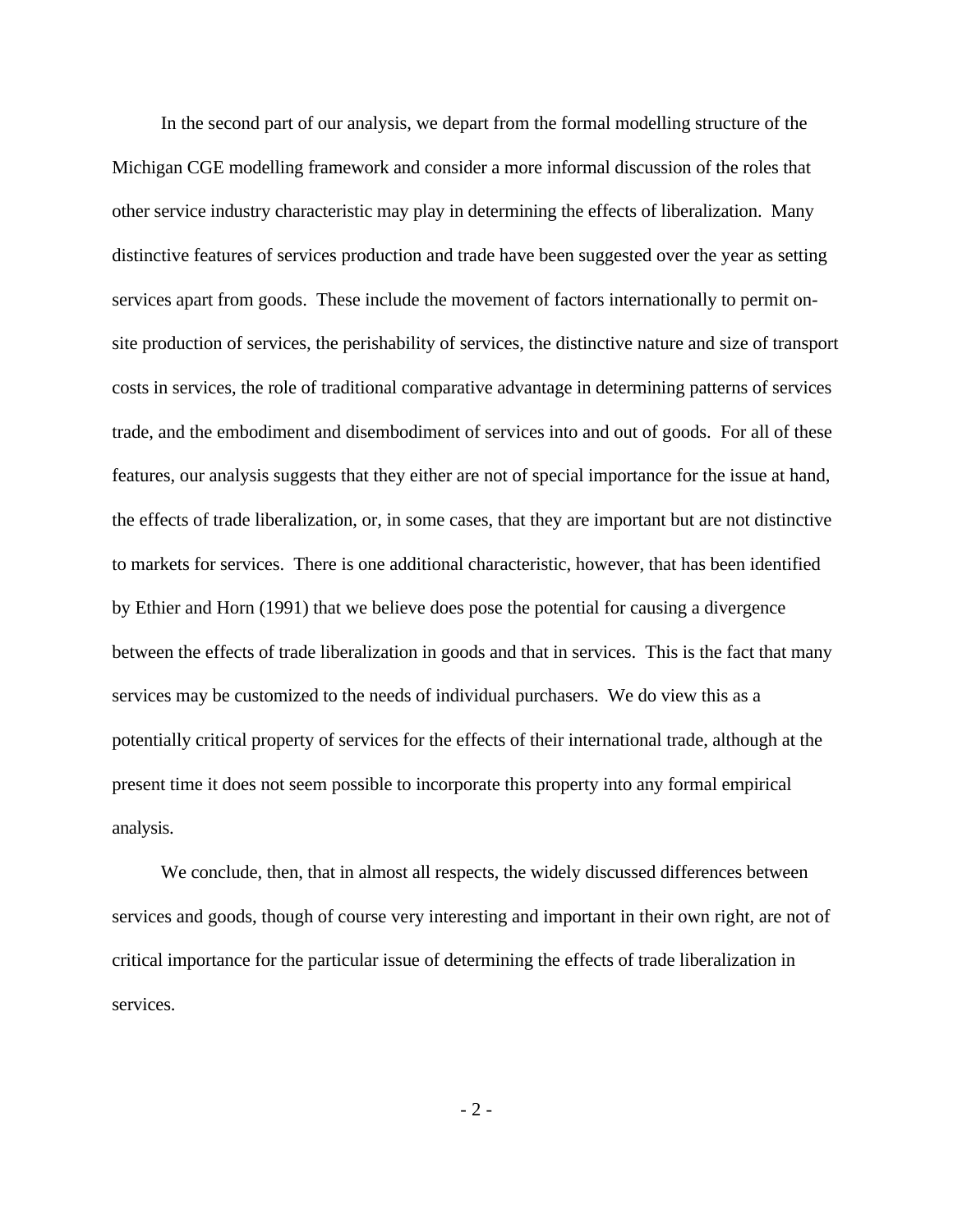In the second part of our analysis, we depart from the formal modelling structure of the Michigan CGE modelling framework and consider a more informal discussion of the roles that other service industry characteristic may play in determining the effects of liberalization. Many distinctive features of services production and trade have been suggested over the year as setting services apart from goods. These include the movement of factors internationally to permit on-site production of services, the perishability of services, the distinctive nature and size of transport costs in services, the role of traditional comparative advantage in determining patterns of services trade, and the embodiment and disembodiment of services into and out of goods. For all of these features, our analysis suggests that they either are not of special importance for the issue at hand, the effects of trade liberalization, or, in some cases, that they are important but are not distinctive to markets for services. There is one additional characteristic, however, that has been identified by Ethier and Horn (1991) that we believe does pose the potential for causing a divergence between the effects of trade liberalization in goods and that in services. This is the fact that many services may be customized to the needs of individual purchasers. We do view this as a potentially critical property of services for the effects of their international trade, although at the present time it does not seem possible to incorporate this property into any formal empirical analysis.

We conclude, then, that in almost all respects, the widely discussed differences between services and goods, though of course very interesting and important in their own right, are not of critical importance for the particular issue of determining the effects of trade liberalization in services.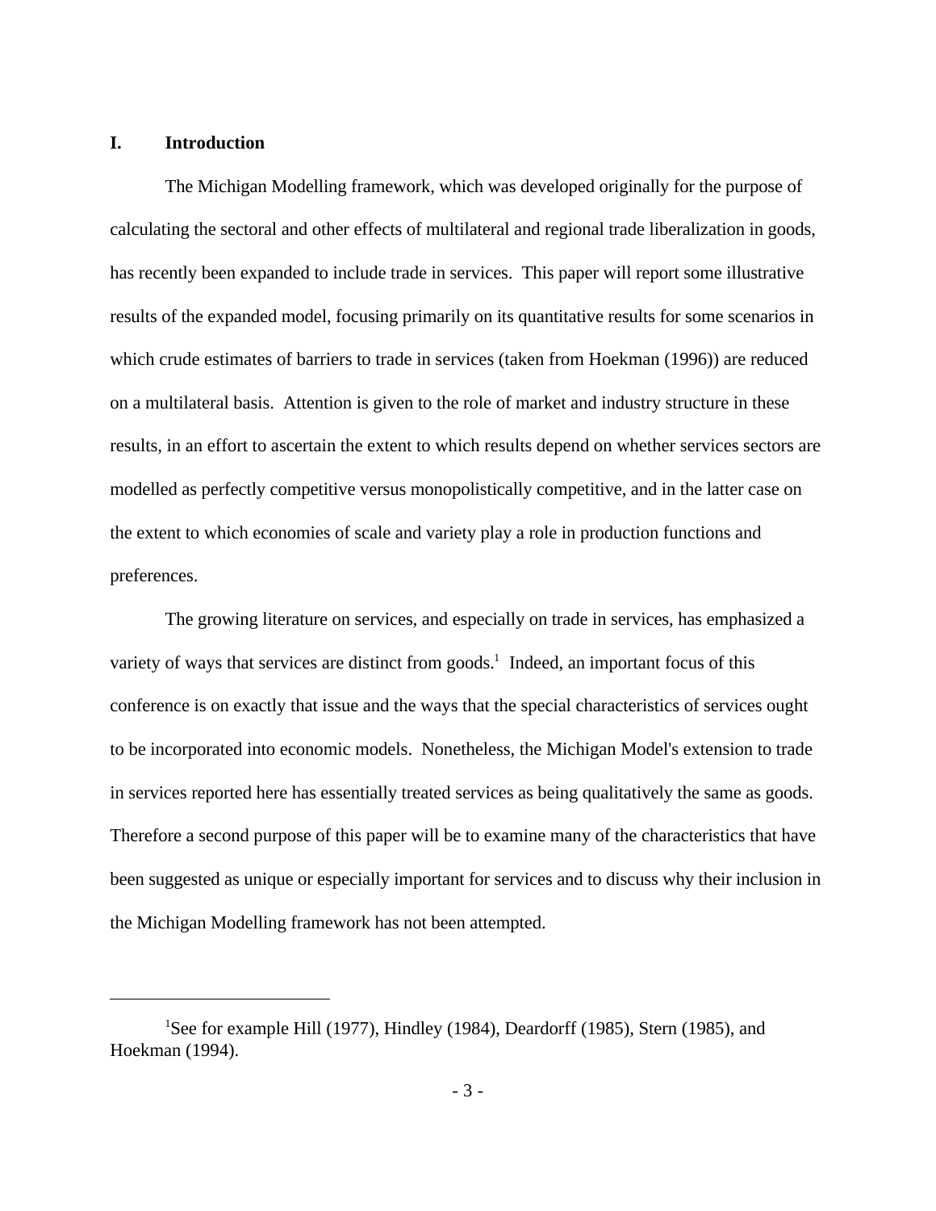## I. Introduction

The Michigan Modelling framework, which was developed originally for the purpose of calculating the sectoral and other effects of multilateral and regional trade liberalization in goods, has recently been expanded to include trade in services. This paper will report some illustrative results of the expanded model, focusing primarily on its quantitative results for some scenarios in which crude estimates of barriers to trade in services (taken from Hoekman (1996)) are reduced on a multilateral basis. Attention is given to the role of market and industry structure in these results, in an effort to ascertain the extent to which results depend on whether services sectors are modelled as perfectly competitive versus monopolistically competitive, and in the latter case on the extent to which economies of scale and variety play a role in production functions and preferences.

The growing literature on services, and especially on trade in services, has emphasized a variety of ways that services are distinct from goods.[1] Indeed, an important focus of this conference is on exactly that issue and the ways that the special characteristics of services ought to be incorporated into economic models. Nonetheless, the Michigan Model's extension to trade in services reported here has essentially treated services as being qualitatively the same as goods. Therefore a second purpose of this paper will be to examine many of the characteristics that have been suggested as unique or especially important for services and to discuss why their inclusion in the Michigan Modelling framework has not been attempted.

---

[1] See for example Hill (1977), Hindley (1984), Deardorff (1985), Stern (1985), and Hoekman (1994).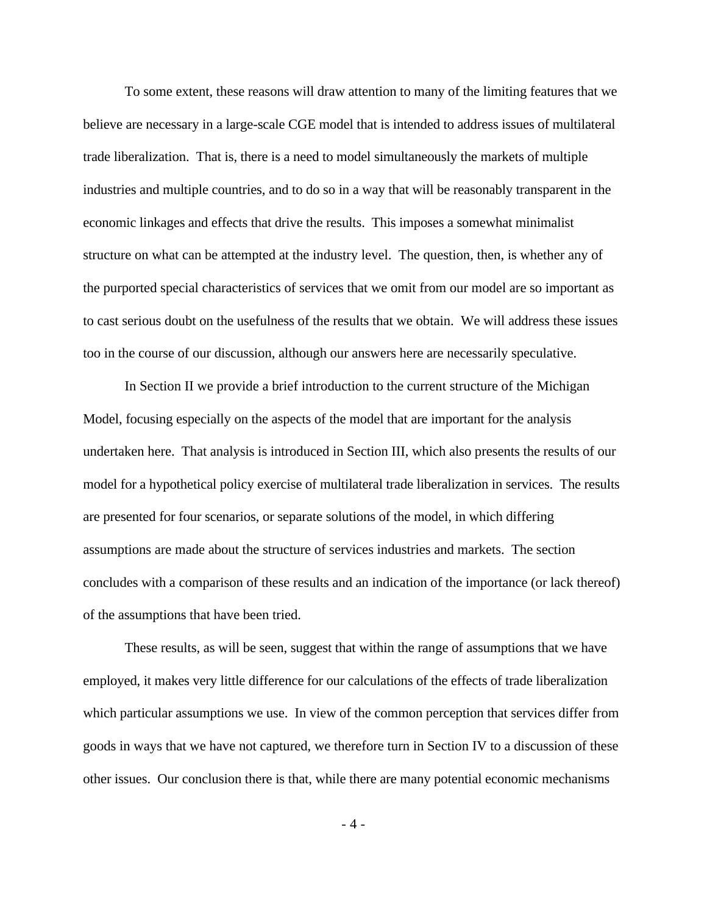To some extent, these reasons will draw attention to many of the limiting features that we believe are necessary in a large-scale CGE model that is intended to address issues of multilateral trade liberalization. That is, there is a need to model simultaneously the markets of multiple industries and multiple countries, and to do so in a way that will be reasonably transparent in the economic linkages and effects that drive the results. This imposes a somewhat minimalist structure on what can be attempted at the industry level. The question, then, is whether any of the purported special characteristics of services that we omit from our model are so important as to cast serious doubt on the usefulness of the results that we obtain. We will address these issues too in the course of our discussion, although our answers here are necessarily speculative.

In Section II we provide a brief introduction to the current structure of the Michigan Model, focusing especially on the aspects of the model that are important for the analysis undertaken here. That analysis is introduced in Section III, which also presents the results of our model for a hypothetical policy exercise of multilateral trade liberalization in services. The results are presented for four scenarios, or separate solutions of the model, in which differing assumptions are made about the structure of services industries and markets. The section concludes with a comparison of these results and an indication of the importance (or lack thereof) of the assumptions that have been tried.

These results, as will be seen, suggest that within the range of assumptions that we have employed, it makes very little difference for our calculations of the effects of trade liberalization which particular assumptions we use. In view of the common perception that services differ from goods in ways that we have not captured, we therefore turn in Section IV to a discussion of these other issues. Our conclusion there is that, while there are many potential economic mechanisms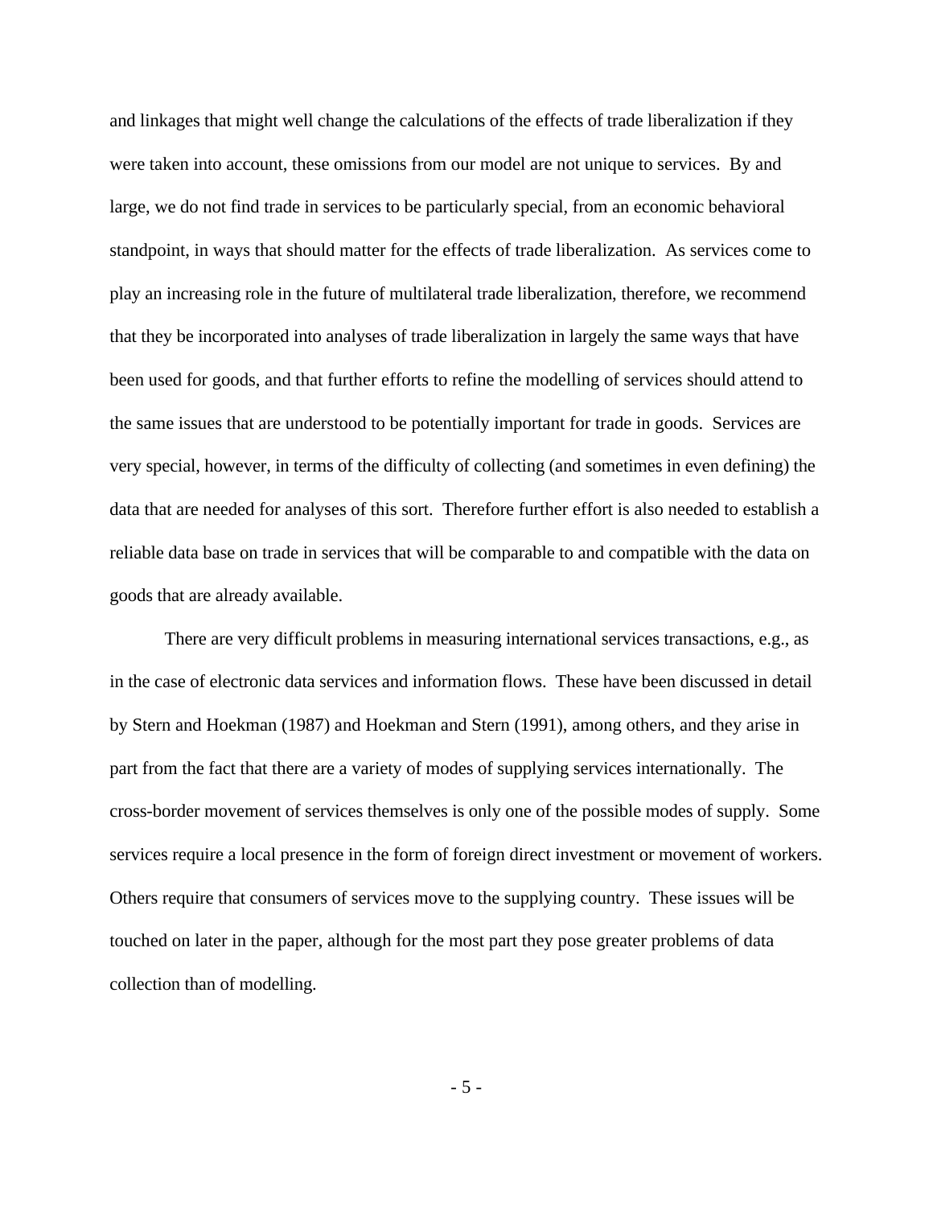and linkages that might well change the calculations of the effects of trade liberalization if they were taken into account, these omissions from our model are not unique to services. By and large, we do not find trade in services to be particularly special, from an economic behavioral standpoint, in ways that should matter for the effects of trade liberalization. As services come to play an increasing role in the future of multilateral trade liberalization, therefore, we recommend that they be incorporated into analyses of trade liberalization in largely the same ways that have been used for goods, and that further efforts to refine the modelling of services should attend to the same issues that are understood to be potentially important for trade in goods. Services are very special, however, in terms of the difficulty of collecting (and sometimes in even defining) the data that are needed for analyses of this sort. Therefore further effort is also needed to establish a reliable data base on trade in services that will be comparable to and compatible with the data on goods that are already available.

There are very difficult problems in measuring international services transactions, e.g., as in the case of electronic data services and information flows. These have been discussed in detail by Stern and Hoekman (1987) and Hoekman and Stern (1991), among others, and they arise in part from the fact that there are a variety of modes of supplying services internationally. The cross-border movement of services themselves is only one of the possible modes of supply. Some services require a local presence in the form of foreign direct investment or movement of workers. Others require that consumers of services move to the supplying country. These issues will be touched on later in the paper, although for the most part they pose greater problems of data collection than of modelling.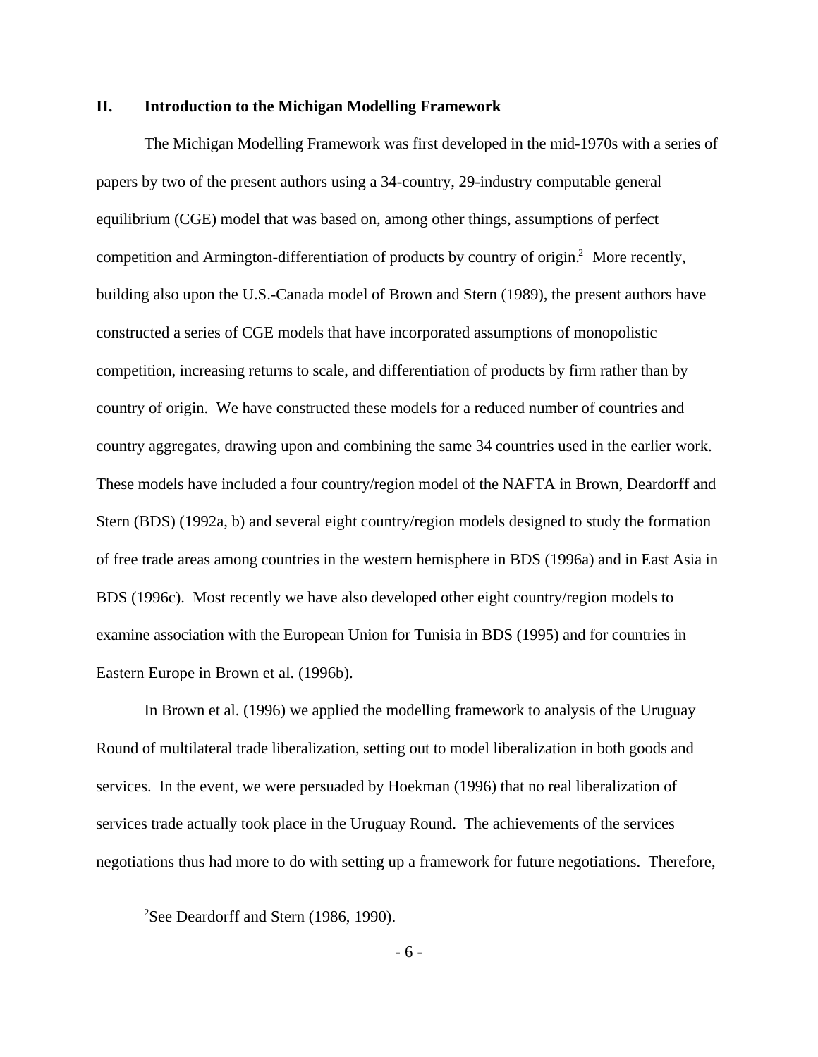## II. Introduction to the Michigan Modelling Framework

The Michigan Modelling Framework was first developed in the mid-1970s with a series of papers by two of the present authors using a 34-country, 29-industry computable general equilibrium (CGE) model that was based on, among other things, assumptions of perfect competition and Armington-differentiation of products by country of origin.[2] More recently, building also upon the U.S.-Canada model of Brown and Stern (1989), the present authors have constructed a series of CGE models that have incorporated assumptions of monopolistic competition, increasing returns to scale, and differentiation of products by firm rather than by country of origin. We have constructed these models for a reduced number of countries and country aggregates, drawing upon and combining the same 34 countries used in the earlier work. These models have included a four country/region model of the NAFTA in Brown, Deardorff and Stern (BDS) (1992a, b) and several eight country/region models designed to study the formation of free trade areas among countries in the western hemisphere in BDS (1996a) and in East Asia in BDS (1996c). Most recently we have also developed other eight country/region models to examine association with the European Union for Tunisia in BDS (1995) and for countries in Eastern Europe in Brown et al. (1996b).

In Brown et al. (1996) we applied the modelling framework to analysis of the Uruguay Round of multilateral trade liberalization, setting out to model liberalization in both goods and services. In the event, we were persuaded by Hoekman (1996) that no real liberalization of services trade actually took place in the Uruguay Round. The achievements of the services negotiations thus had more to do with setting up a framework for future negotiations. Therefore,

---

[2]See Deardorff and Stern (1986, 1990).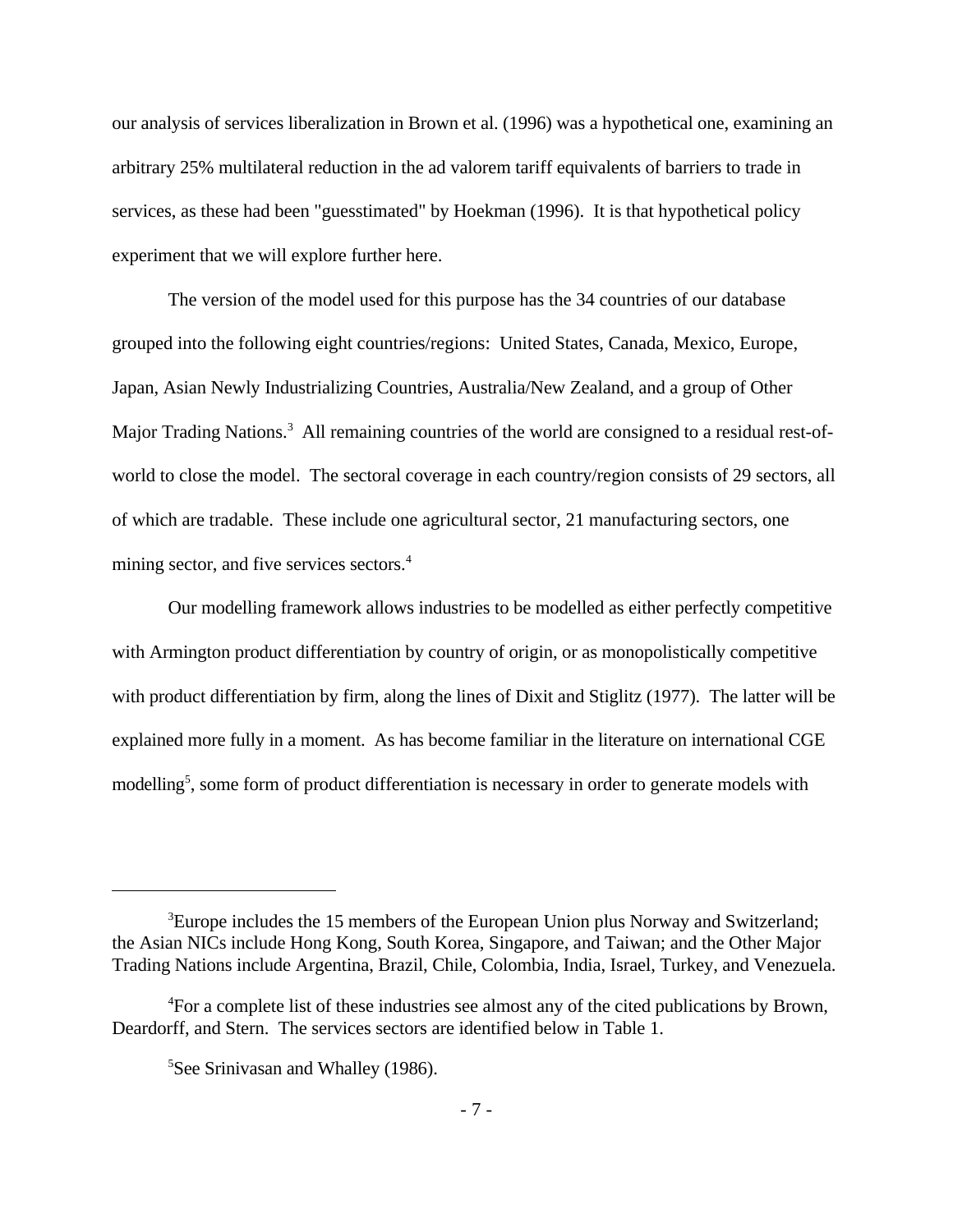our analysis of services liberalization in Brown et al. (1996) was a hypothetical one, examining an arbitrary 25% multilateral reduction in the ad valorem tariff equivalents of barriers to trade in services, as these had been "guesstimated" by Hoekman (1996). It is that hypothetical policy experiment that we will explore further here.

The version of the model used for this purpose has the 34 countries of our database grouped into the following eight countries/regions: United States, Canada, Mexico, Europe, Japan, Asian Newly Industrializing Countries, Australia/New Zealand, and a group of Other Major Trading Nations.[3] All remaining countries of the world are consigned to a residual rest-of-world to close the model. The sectoral coverage in each country/region consists of 29 sectors, all of which are tradable. These include one agricultural sector, 21 manufacturing sectors, one mining sector, and five services sectors.[4]

Our modelling framework allows industries to be modelled as either perfectly competitive with Armington product differentiation by country of origin, or as monopolistically competitive with product differentiation by firm, along the lines of Dixit and Stiglitz (1977). The latter will be explained more fully in a moment. As has become familiar in the literature on international CGE modelling[5], some form of product differentiation is necessary in order to generate models with

---

[3]Europe includes the 15 members of the European Union plus Norway and Switzerland; the Asian NICs include Hong Kong, South Korea, Singapore, and Taiwan; and the Other Major Trading Nations include Argentina, Brazil, Chile, Colombia, India, Israel, Turkey, and Venezuela.

[4]For a complete list of these industries see almost any of the cited publications by Brown, Deardorff, and Stern. The services sectors are identified below in Table 1.

[5]See Srinivasan and Whalley (1986).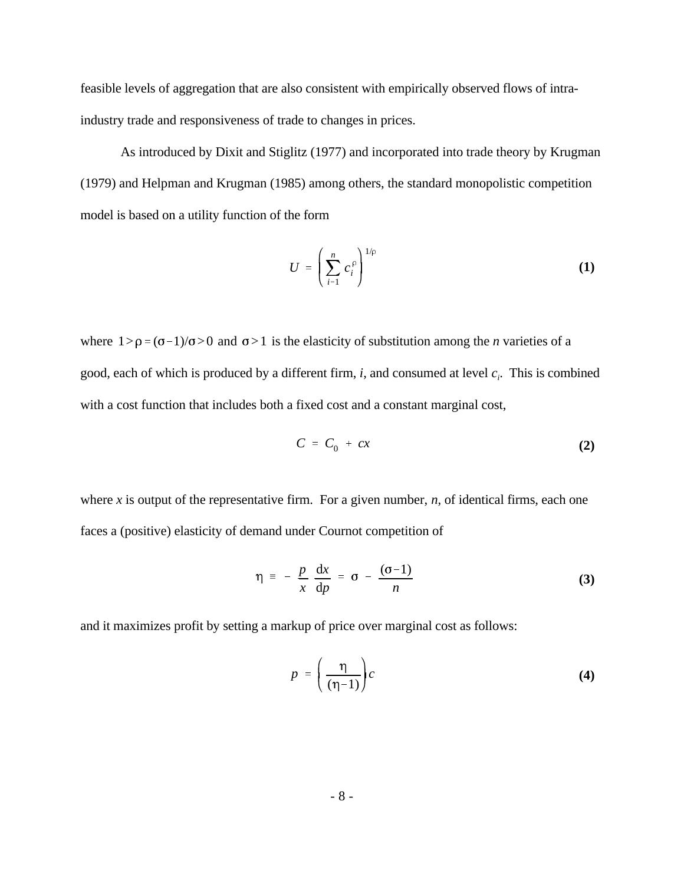feasible levels of aggregation that are also consistent with empirically observed flows of intra-industry trade and responsiveness of trade to changes in prices.

As introduced by Dixit and Stiglitz (1977) and incorporated into trade theory by Krugman (1979) and Helpman and Krugman (1985) among others, the standard monopolistic competition model is based on a utility function of the form

$$U = \left( \sum_{i=1}^{n} c_i^{\rho} \right)^{1/\rho} \tag{1}$$

where $1 > \rho = (\sigma - 1)/\sigma > 0$ and $\sigma > 1$ is the elasticity of substitution among the *n* varieties of a good, each of which is produced by a different firm, *i*, and consumed at level $c_i$. This is combined with a cost function that includes both a fixed cost and a constant marginal cost,

$$C = C_0 + cx \tag{2}$$

where *x* is output of the representative firm. For a given number, *n*, of identical firms, each one faces a (positive) elasticity of demand under Cournot competition of

$$\eta \equiv - \frac{p}{x} \frac{\mathrm{d}x}{\mathrm{d}p} = \sigma - \frac{(\sigma - 1)}{n} \tag{3}$$

and it maximizes profit by setting a markup of price over marginal cost as follows:

$$p = \left( \frac{\eta}{(\eta - 1)} \right) c \tag{4}$$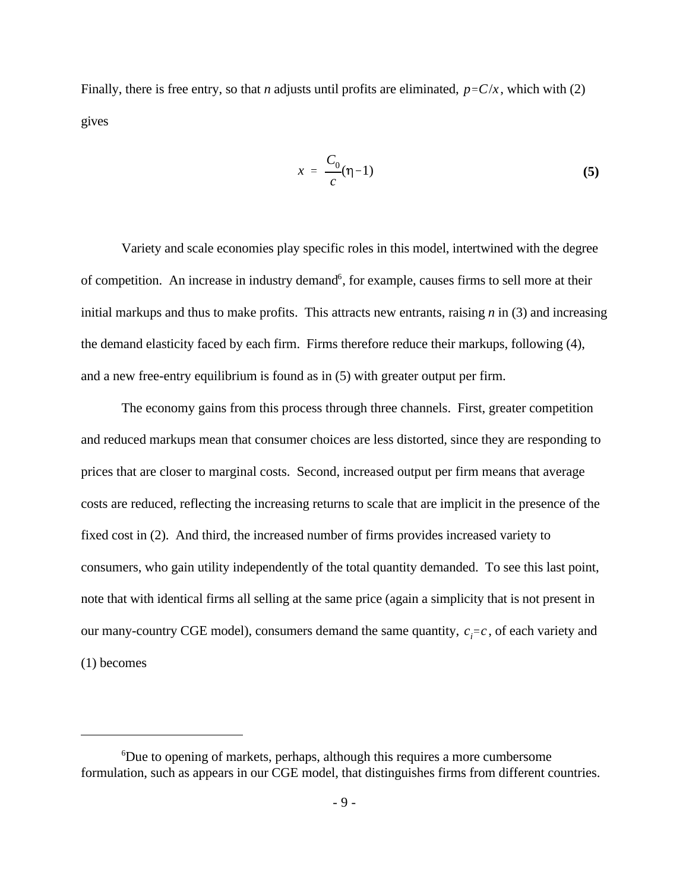Finally, there is free entry, so that *n* adjusts until profits are eliminated, $p = C/x$, which with (2) gives

$$x = \frac{C_0}{c}(\eta - 1) \qquad \textbf{(5)}$$

Variety and scale economies play specific roles in this model, intertwined with the degree of competition. An increase in industry demand[6], for example, causes firms to sell more at their initial markups and thus to make profits. This attracts new entrants, raising *n* in (3) and increasing the demand elasticity faced by each firm. Firms therefore reduce their markups, following (4), and a new free-entry equilibrium is found as in (5) with greater output per firm.

The economy gains from this process through three channels. First, greater competition and reduced markups mean that consumer choices are less distorted, since they are responding to prices that are closer to marginal costs. Second, increased output per firm means that average costs are reduced, reflecting the increasing returns to scale that are implicit in the presence of the fixed cost in (2). And third, the increased number of firms provides increased variety to consumers, who gain utility independently of the total quantity demanded. To see this last point, note that with identical firms all selling at the same price (again a simplicity that is not present in our many-country CGE model), consumers demand the same quantity, $c_i = c$, of each variety and (1) becomes

---

[6]Due to opening of markets, perhaps, although this requires a more cumbersome formulation, such as appears in our CGE model, that distinguishes firms from different countries.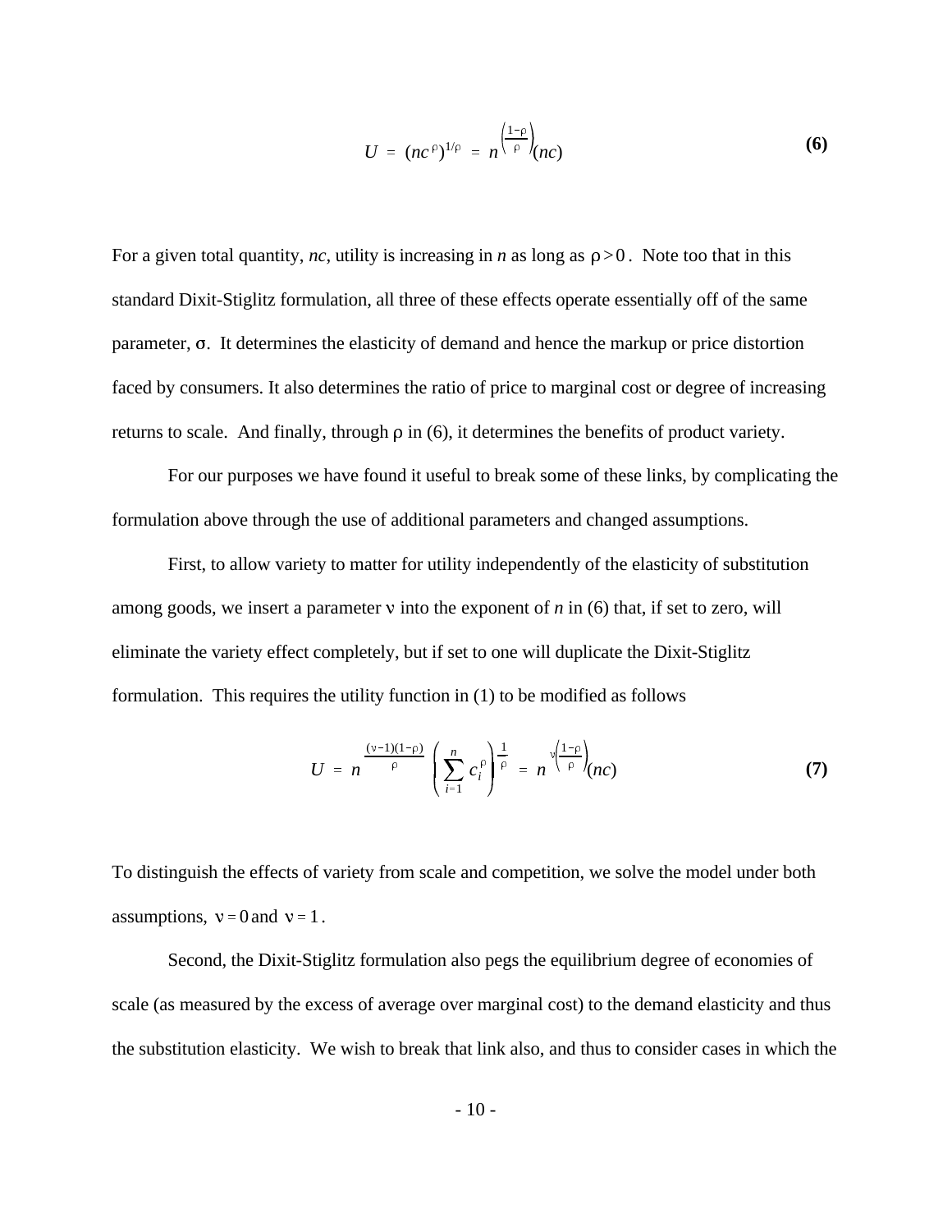$$U = (nc^{\rho})^{1/\rho} = n^{\left(\frac{1-\rho}{\rho}\right)}(nc) \tag{6}$$

For a given total quantity, *nc*, utility is increasing in *n* as long as $\rho > 0$. Note too that in this standard Dixit-Stiglitz formulation, all three of these effects operate essentially off of the same parameter, $\sigma$. It determines the elasticity of demand and hence the markup or price distortion faced by consumers. It also determines the ratio of price to marginal cost or degree of increasing returns to scale. And finally, through $\rho$ in (6), it determines the benefits of product variety.

For our purposes we have found it useful to break some of these links, by complicating the formulation above through the use of additional parameters and changed assumptions.

First, to allow variety to matter for utility independently of the elasticity of substitution among goods, we insert a parameter $\nu$ into the exponent of *n* in (6) that, if set to zero, will eliminate the variety effect completely, but if set to one will duplicate the Dixit-Stiglitz formulation. This requires the utility function in (1) to be modified as follows

$$U = n^{\frac{(\nu-1)(1-\rho)}{\rho}} \left( \sum_{i=1}^{n} c_i^{\rho} \right)^{\frac{1}{\rho}} = n^{\nu\left(\frac{1-\rho}{\rho}\right)}(nc) \tag{7}$$

To distinguish the effects of variety from scale and competition, we solve the model under both assumptions, $\nu = 0$ and $\nu = 1$.

Second, the Dixit-Stiglitz formulation also pegs the equilibrium degree of economies of scale (as measured by the excess of average over marginal cost) to the demand elasticity and thus the substitution elasticity. We wish to break that link also, and thus to consider cases in which the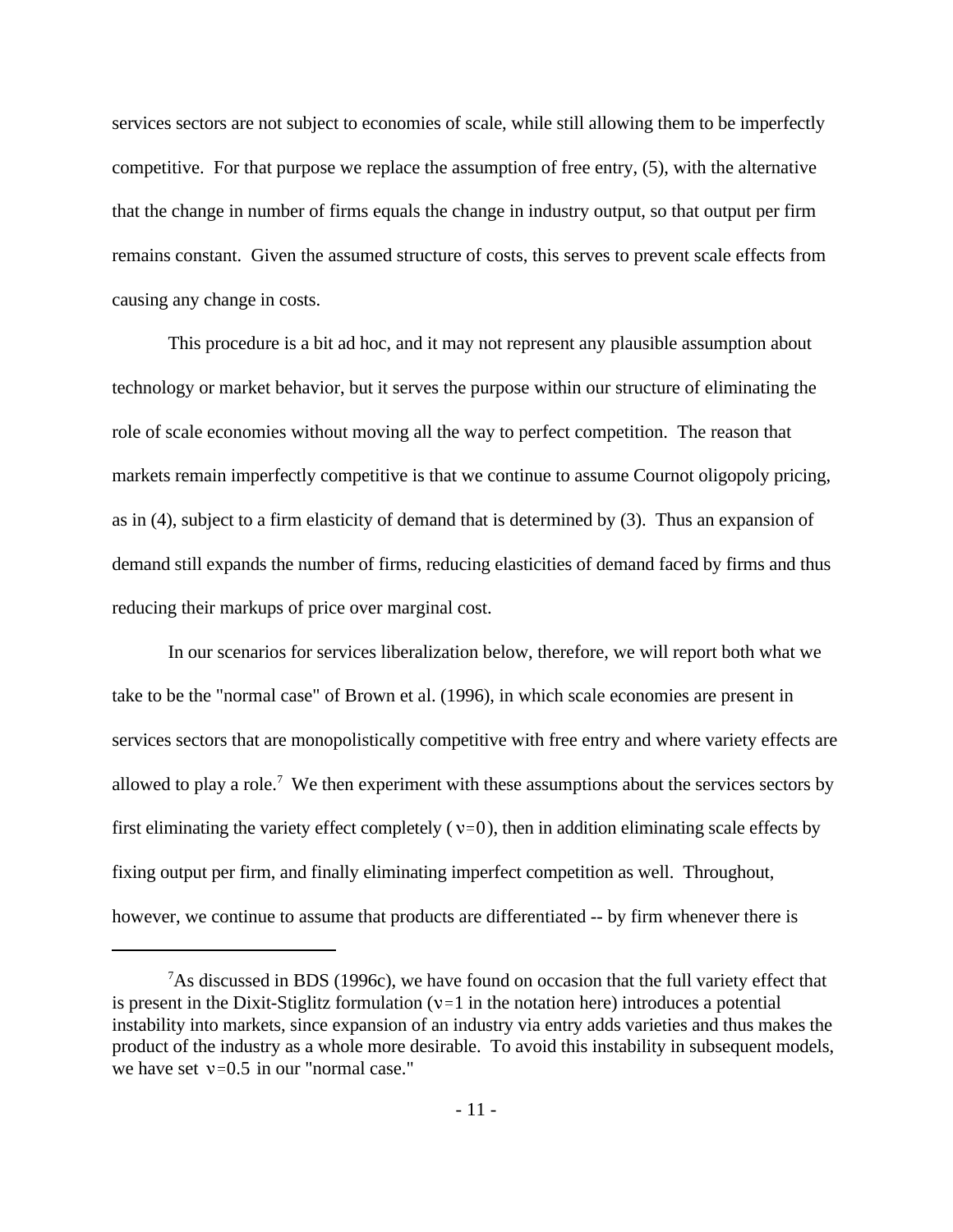services sectors are not subject to economies of scale, while still allowing them to be imperfectly competitive. For that purpose we replace the assumption of free entry, (5), with the alternative that the change in number of firms equals the change in industry output, so that output per firm remains constant. Given the assumed structure of costs, this serves to prevent scale effects from causing any change in costs.

This procedure is a bit ad hoc, and it may not represent any plausible assumption about technology or market behavior, but it serves the purpose within our structure of eliminating the role of scale economies without moving all the way to perfect competition. The reason that markets remain imperfectly competitive is that we continue to assume Cournot oligopoly pricing, as in (4), subject to a firm elasticity of demand that is determined by (3). Thus an expansion of demand still expands the number of firms, reducing elasticities of demand faced by firms and thus reducing their markups of price over marginal cost.

In our scenarios for services liberalization below, therefore, we will report both what we take to be the "normal case" of Brown et al. (1996), in which scale economies are present in services sectors that are monopolistically competitive with free entry and where variety effects are allowed to play a role.[7] We then experiment with these assumptions about the services sectors by first eliminating the variety effect completely ($\nu=0$), then in addition eliminating scale effects by fixing output per firm, and finally eliminating imperfect competition as well. Throughout, however, we continue to assume that products are differentiated -- by firm whenever there is

---

[7]As discussed in BDS (1996c), we have found on occasion that the full variety effect that is present in the Dixit-Stiglitz formulation ($\nu=1$ in the notation here) introduces a potential instability into markets, since expansion of an industry via entry adds varieties and thus makes the product of the industry as a whole more desirable. To avoid this instability in subsequent models, we have set $\nu=0.5$ in our "normal case."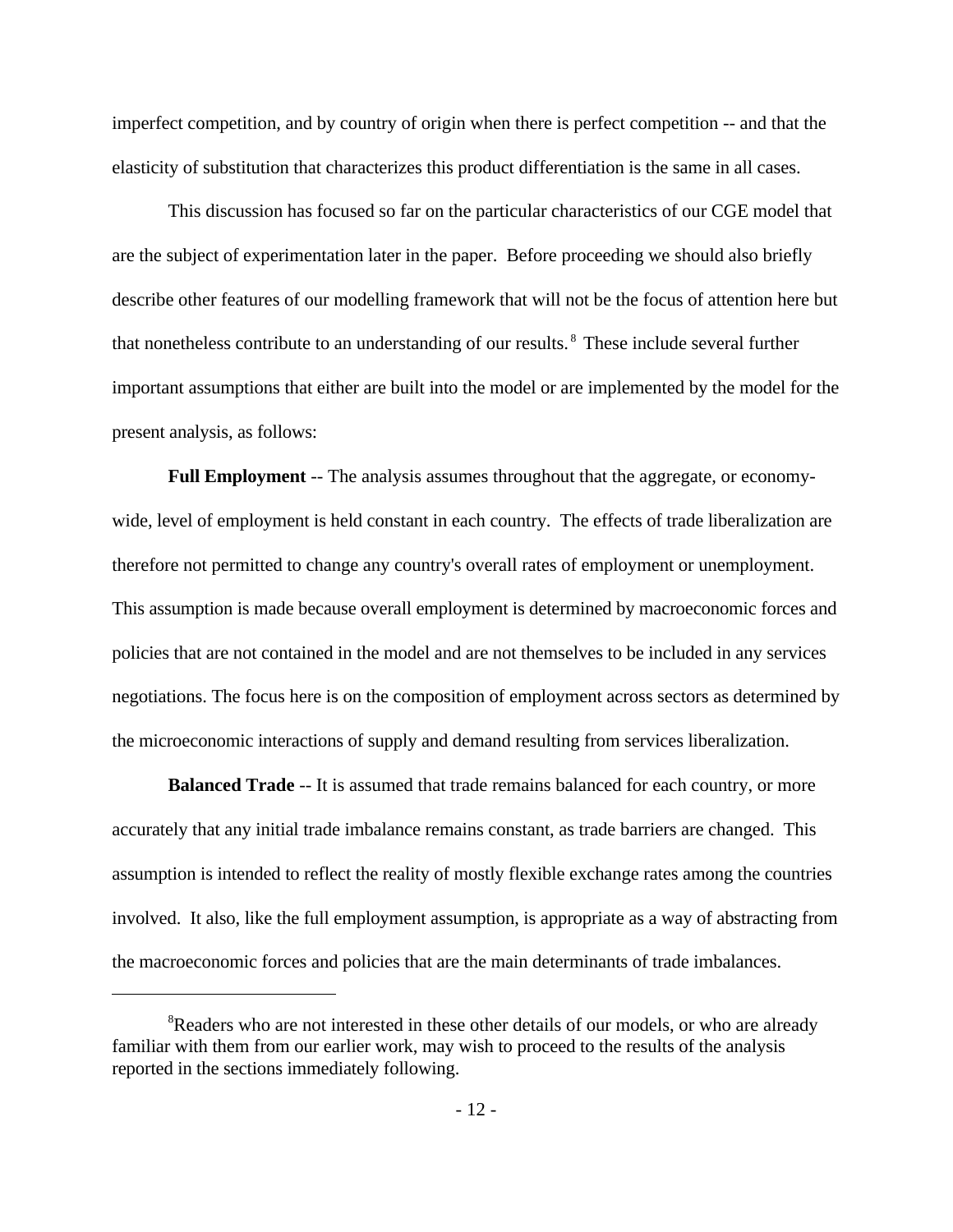imperfect competition, and by country of origin when there is perfect competition -- and that the elasticity of substitution that characterizes this product differentiation is the same in all cases.

This discussion has focused so far on the particular characteristics of our CGE model that are the subject of experimentation later in the paper. Before proceeding we should also briefly describe other features of our modelling framework that will not be the focus of attention here but that nonetheless contribute to an understanding of our results.[8] These include several further important assumptions that either are built into the model or are implemented by the model for the present analysis, as follows:

**Full Employment** -- The analysis assumes throughout that the aggregate, or economy-wide, level of employment is held constant in each country. The effects of trade liberalization are therefore not permitted to change any country's overall rates of employment or unemployment. This assumption is made because overall employment is determined by macroeconomic forces and policies that are not contained in the model and are not themselves to be included in any services negotiations. The focus here is on the composition of employment across sectors as determined by the microeconomic interactions of supply and demand resulting from services liberalization.

**Balanced Trade** -- It is assumed that trade remains balanced for each country, or more accurately that any initial trade imbalance remains constant, as trade barriers are changed. This assumption is intended to reflect the reality of mostly flexible exchange rates among the countries involved. It also, like the full employment assumption, is appropriate as a way of abstracting from the macroeconomic forces and policies that are the main determinants of trade imbalances.

[8] Readers who are not interested in these other details of our models, or who are already familiar with them from our earlier work, may wish to proceed to the results of the analysis reported in the sections immediately following.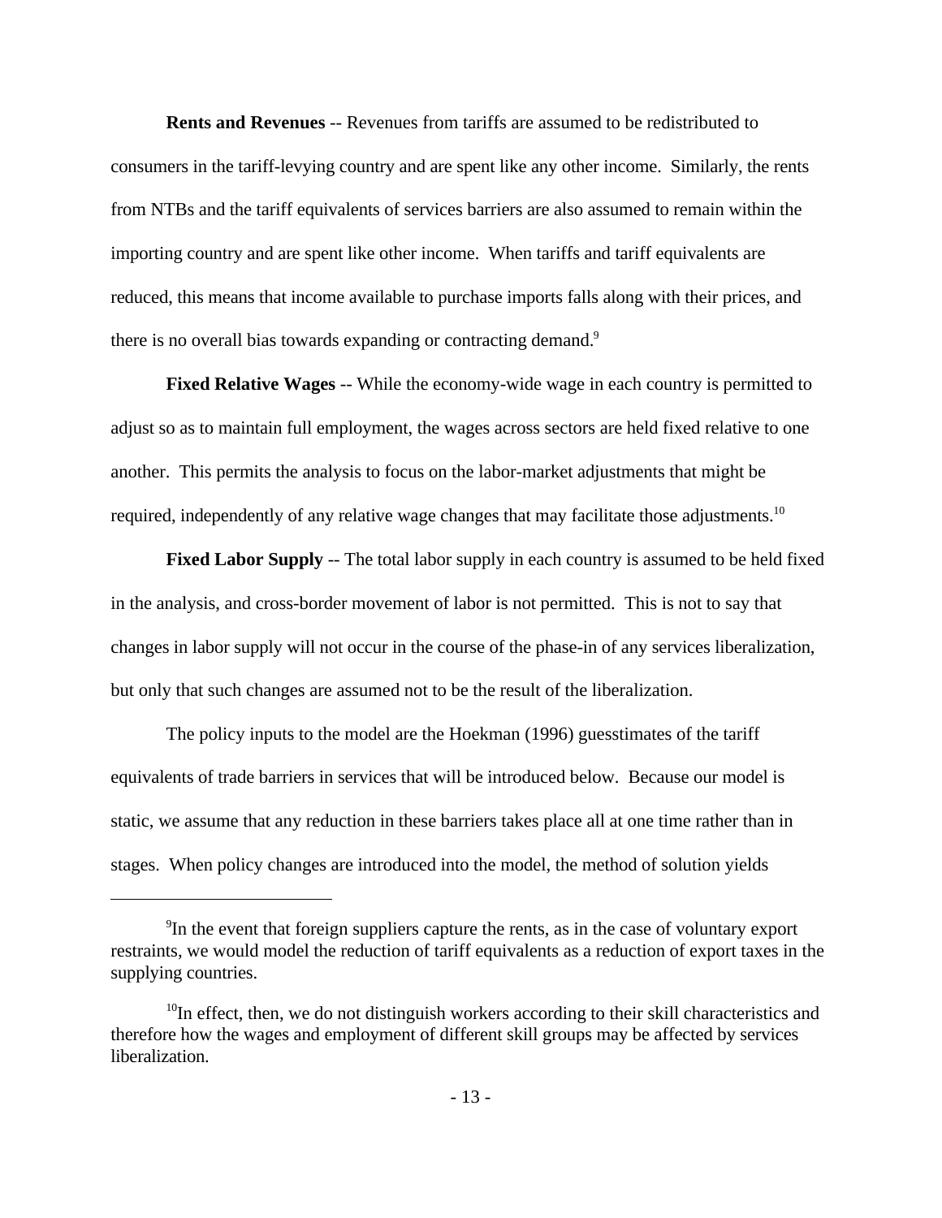**Rents and Revenues** -- Revenues from tariffs are assumed to be redistributed to consumers in the tariff-levying country and are spent like any other income. Similarly, the rents from NTBs and the tariff equivalents of services barriers are also assumed to remain within the importing country and are spent like other income. When tariffs and tariff equivalents are reduced, this means that income available to purchase imports falls along with their prices, and there is no overall bias towards expanding or contracting demand.[9]

**Fixed Relative Wages** -- While the economy-wide wage in each country is permitted to adjust so as to maintain full employment, the wages across sectors are held fixed relative to one another. This permits the analysis to focus on the labor-market adjustments that might be required, independently of any relative wage changes that may facilitate those adjustments.[10]

**Fixed Labor Supply** -- The total labor supply in each country is assumed to be held fixed in the analysis, and cross-border movement of labor is not permitted. This is not to say that changes in labor supply will not occur in the course of the phase-in of any services liberalization, but only that such changes are assumed not to be the result of the liberalization.

The policy inputs to the model are the Hoekman (1996) guesstimates of the tariff equivalents of trade barriers in services that will be introduced below. Because our model is static, we assume that any reduction in these barriers takes place all at one time rather than in stages. When policy changes are introduced into the model, the method of solution yields

---

[9] In the event that foreign suppliers capture the rents, as in the case of voluntary export restraints, we would model the reduction of tariff equivalents as a reduction of export taxes in the supplying countries.

[10] In effect, then, we do not distinguish workers according to their skill characteristics and therefore how the wages and employment of different skill groups may be affected by services liberalization.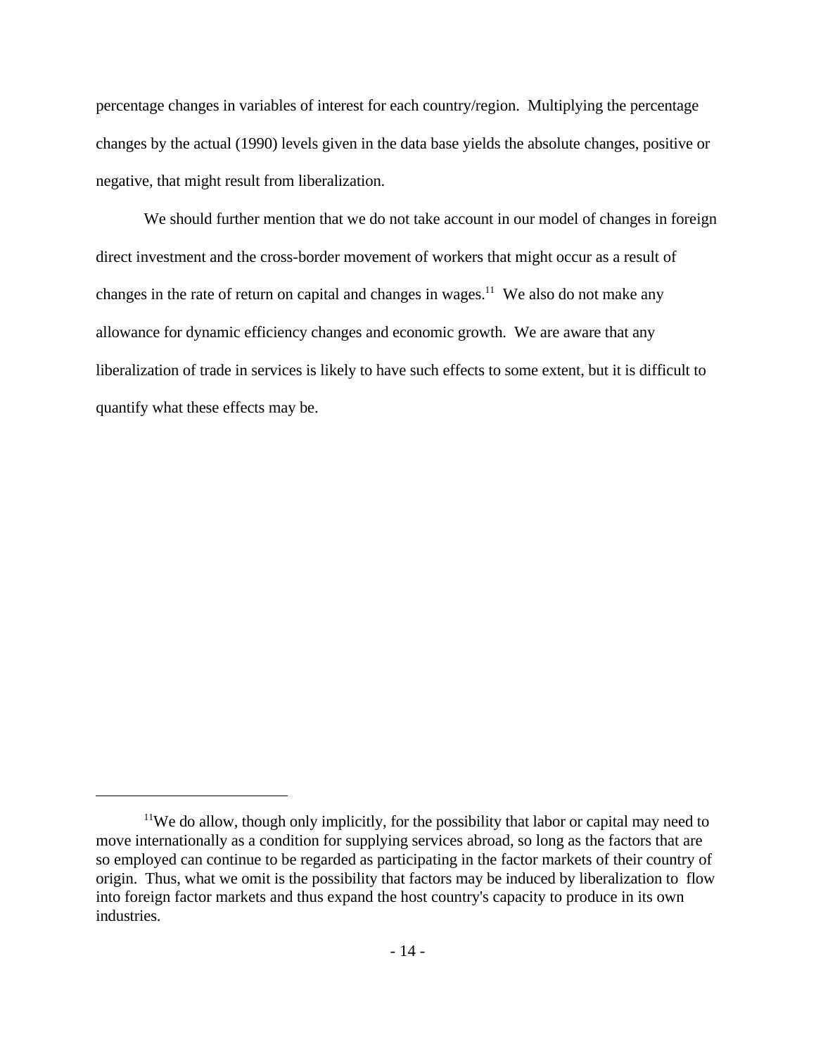percentage changes in variables of interest for each country/region. Multiplying the percentage changes by the actual (1990) levels given in the data base yields the absolute changes, positive or negative, that might result from liberalization.

We should further mention that we do not take account in our model of changes in foreign direct investment and the cross-border movement of workers that might occur as a result of changes in the rate of return on capital and changes in wages.[11] We also do not make any allowance for dynamic efficiency changes and economic growth. We are aware that any liberalization of trade in services is likely to have such effects to some extent, but it is difficult to quantify what these effects may be.

---

[11]We do allow, though only implicitly, for the possibility that labor or capital may need to move internationally as a condition for supplying services abroad, so long as the factors that are so employed can continue to be regarded as participating in the factor markets of their country of origin. Thus, what we omit is the possibility that factors may be induced by liberalization to flow into foreign factor markets and thus expand the host country's capacity to produce in its own industries.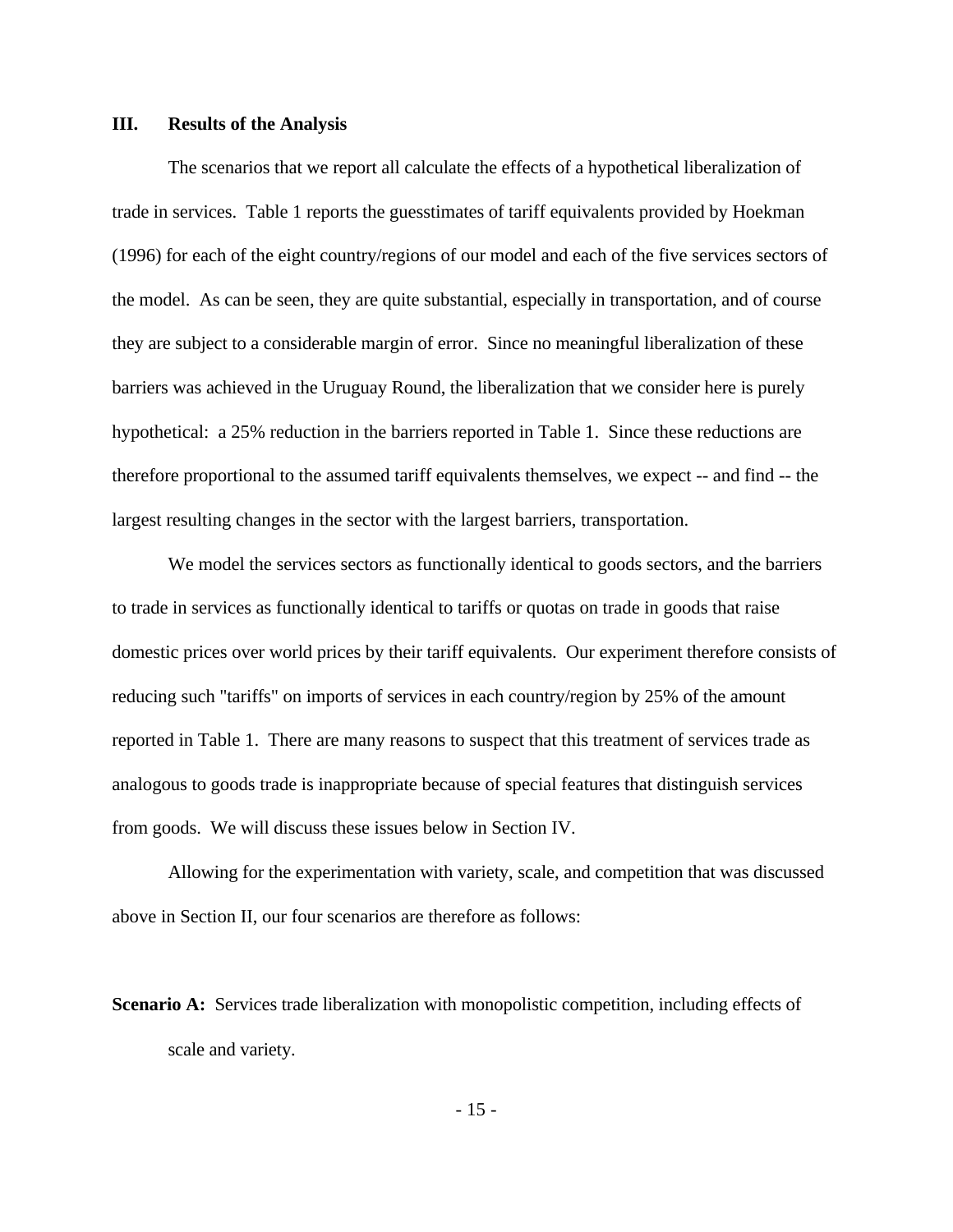## III. Results of the Analysis

The scenarios that we report all calculate the effects of a hypothetical liberalization of trade in services. Table 1 reports the guesstimates of tariff equivalents provided by Hoekman (1996) for each of the eight country/regions of our model and each of the five services sectors of the model. As can be seen, they are quite substantial, especially in transportation, and of course they are subject to a considerable margin of error. Since no meaningful liberalization of these barriers was achieved in the Uruguay Round, the liberalization that we consider here is purely hypothetical: a 25% reduction in the barriers reported in Table 1. Since these reductions are therefore proportional to the assumed tariff equivalents themselves, we expect -- and find -- the largest resulting changes in the sector with the largest barriers, transportation.

We model the services sectors as functionally identical to goods sectors, and the barriers to trade in services as functionally identical to tariffs or quotas on trade in goods that raise domestic prices over world prices by their tariff equivalents. Our experiment therefore consists of reducing such "tariffs" on imports of services in each country/region by 25% of the amount reported in Table 1. There are many reasons to suspect that this treatment of services trade as analogous to goods trade is inappropriate because of special features that distinguish services from goods. We will discuss these issues below in Section IV.

Allowing for the experimentation with variety, scale, and competition that was discussed above in Section II, our four scenarios are therefore as follows:

**Scenario A:** Services trade liberalization with monopolistic competition, including effects of scale and variety.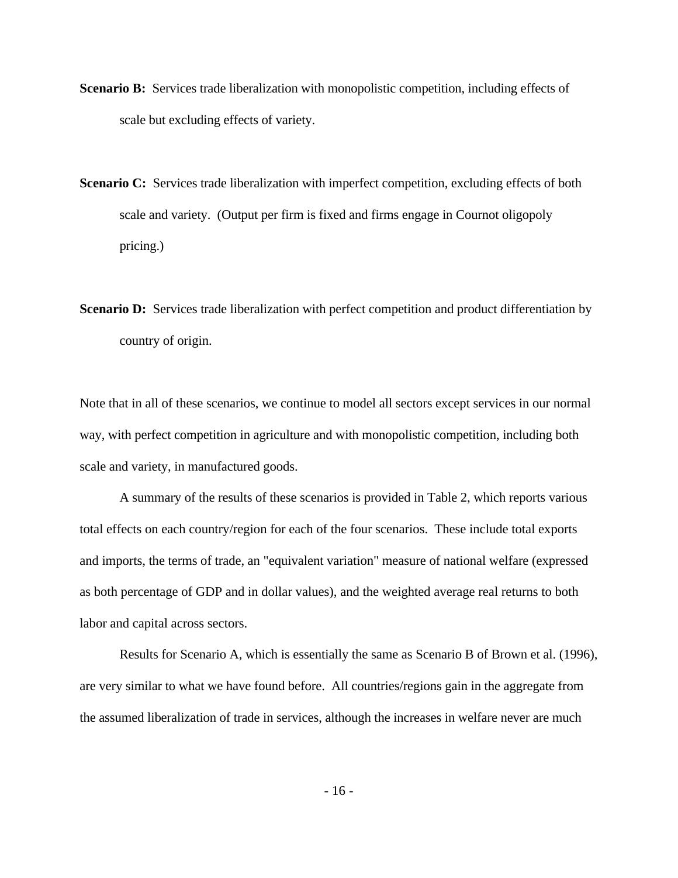**Scenario B:** Services trade liberalization with monopolistic competition, including effects of scale but excluding effects of variety.

**Scenario C:** Services trade liberalization with imperfect competition, excluding effects of both scale and variety. (Output per firm is fixed and firms engage in Cournot oligopoly pricing.)

**Scenario D:** Services trade liberalization with perfect competition and product differentiation by country of origin.

Note that in all of these scenarios, we continue to model all sectors except services in our normal way, with perfect competition in agriculture and with monopolistic competition, including both scale and variety, in manufactured goods.

A summary of the results of these scenarios is provided in Table 2, which reports various total effects on each country/region for each of the four scenarios. These include total exports and imports, the terms of trade, an "equivalent variation" measure of national welfare (expressed as both percentage of GDP and in dollar values), and the weighted average real returns to both labor and capital across sectors.

Results for Scenario A, which is essentially the same as Scenario B of Brown et al. (1996), are very similar to what we have found before. All countries/regions gain in the aggregate from the assumed liberalization of trade in services, although the increases in welfare never are much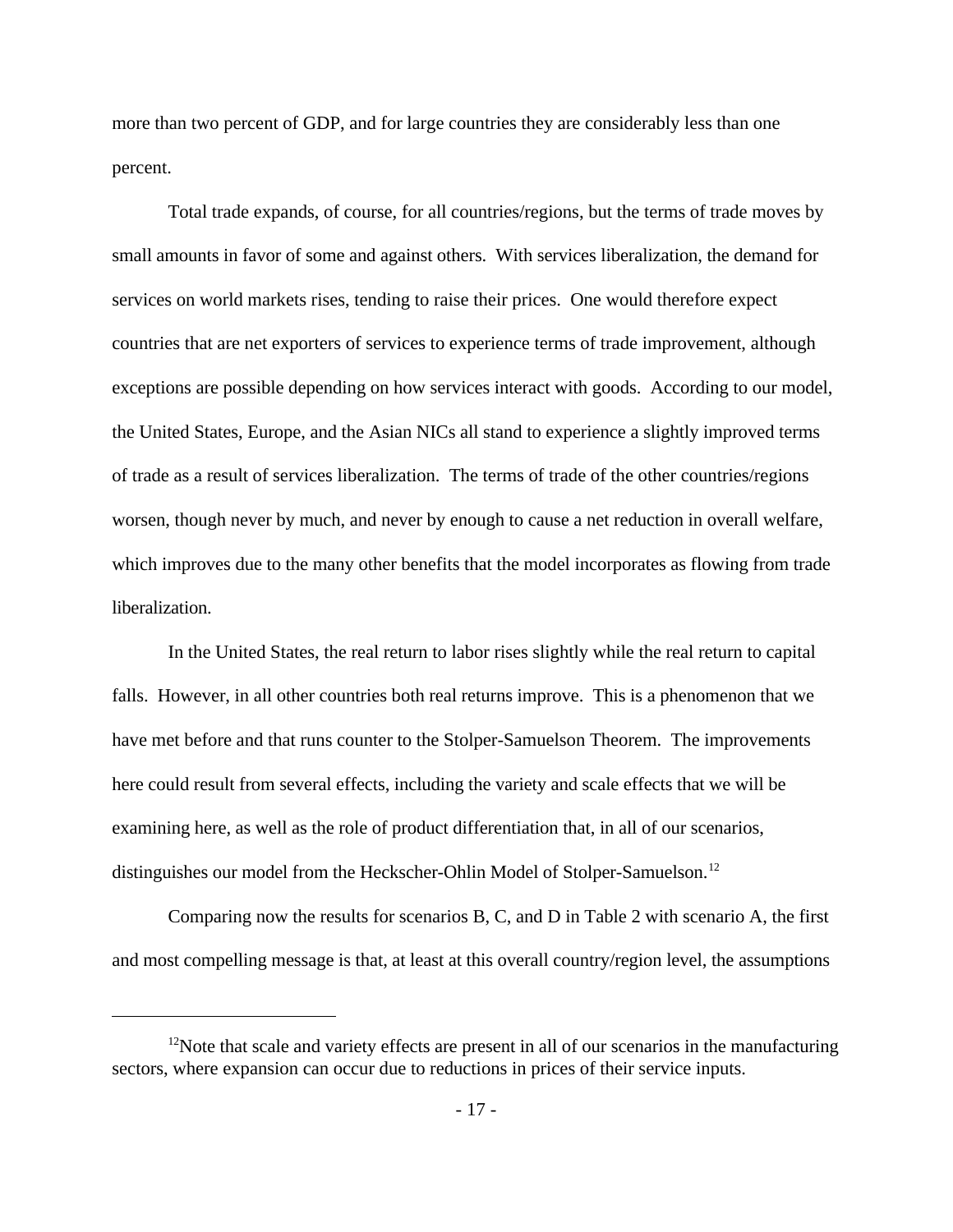more than two percent of GDP, and for large countries they are considerably less than one percent.

Total trade expands, of course, for all countries/regions, but the terms of trade moves by small amounts in favor of some and against others. With services liberalization, the demand for services on world markets rises, tending to raise their prices. One would therefore expect countries that are net exporters of services to experience terms of trade improvement, although exceptions are possible depending on how services interact with goods. According to our model, the United States, Europe, and the Asian NICs all stand to experience a slightly improved terms of trade as a result of services liberalization. The terms of trade of the other countries/regions worsen, though never by much, and never by enough to cause a net reduction in overall welfare, which improves due to the many other benefits that the model incorporates as flowing from trade liberalization.

In the United States, the real return to labor rises slightly while the real return to capital falls. However, in all other countries both real returns improve. This is a phenomenon that we have met before and that runs counter to the Stolper-Samuelson Theorem. The improvements here could result from several effects, including the variety and scale effects that we will be examining here, as well as the role of product differentiation that, in all of our scenarios, distinguishes our model from the Heckscher-Ohlin Model of Stolper-Samuelson.[12]

Comparing now the results for scenarios B, C, and D in Table 2 with scenario A, the first and most compelling message is that, at least at this overall country/region level, the assumptions

---

[12] Note that scale and variety effects are present in all of our scenarios in the manufacturing sectors, where expansion can occur due to reductions in prices of their service inputs.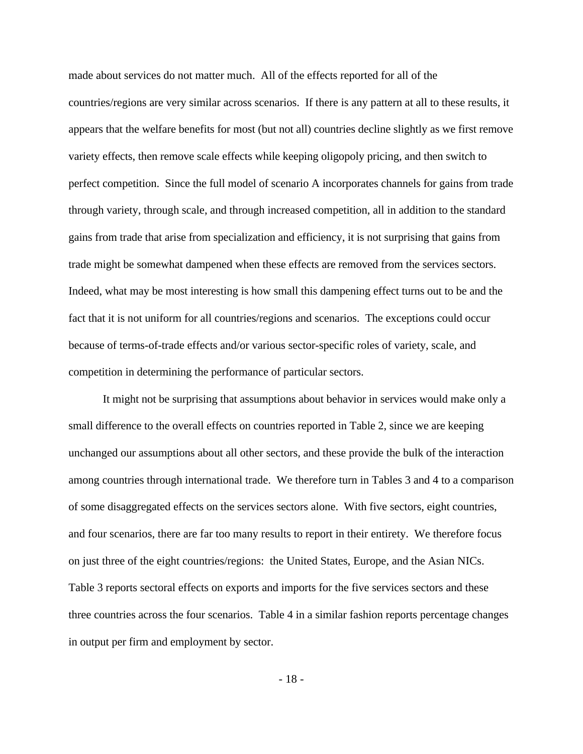made about services do not matter much. All of the effects reported for all of the countries/regions are very similar across scenarios. If there is any pattern at all to these results, it appears that the welfare benefits for most (but not all) countries decline slightly as we first remove variety effects, then remove scale effects while keeping oligopoly pricing, and then switch to perfect competition. Since the full model of scenario A incorporates channels for gains from trade through variety, through scale, and through increased competition, all in addition to the standard gains from trade that arise from specialization and efficiency, it is not surprising that gains from trade might be somewhat dampened when these effects are removed from the services sectors. Indeed, what may be most interesting is how small this dampening effect turns out to be and the fact that it is not uniform for all countries/regions and scenarios. The exceptions could occur because of terms-of-trade effects and/or various sector-specific roles of variety, scale, and competition in determining the performance of particular sectors.

It might not be surprising that assumptions about behavior in services would make only a small difference to the overall effects on countries reported in Table 2, since we are keeping unchanged our assumptions about all other sectors, and these provide the bulk of the interaction among countries through international trade. We therefore turn in Tables 3 and 4 to a comparison of some disaggregated effects on the services sectors alone. With five sectors, eight countries, and four scenarios, there are far too many results to report in their entirety. We therefore focus on just three of the eight countries/regions: the United States, Europe, and the Asian NICs. Table 3 reports sectoral effects on exports and imports for the five services sectors and these three countries across the four scenarios. Table 4 in a similar fashion reports percentage changes in output per firm and employment by sector.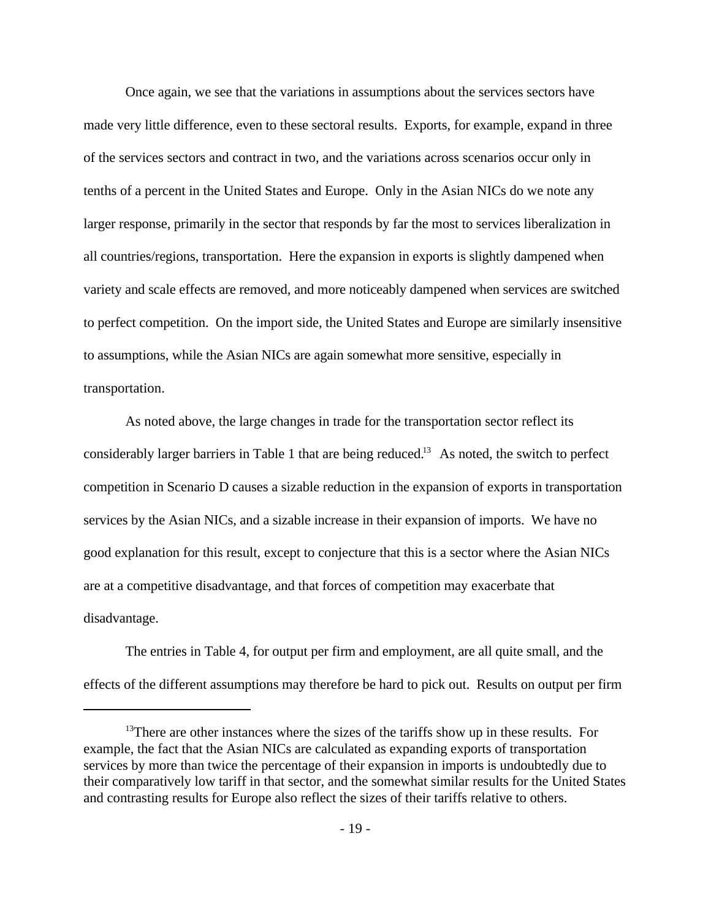Once again, we see that the variations in assumptions about the services sectors have made very little difference, even to these sectoral results. Exports, for example, expand in three of the services sectors and contract in two, and the variations across scenarios occur only in tenths of a percent in the United States and Europe. Only in the Asian NICs do we note any larger response, primarily in the sector that responds by far the most to services liberalization in all countries/regions, transportation. Here the expansion in exports is slightly dampened when variety and scale effects are removed, and more noticeably dampened when services are switched to perfect competition. On the import side, the United States and Europe are similarly insensitive to assumptions, while the Asian NICs are again somewhat more sensitive, especially in transportation.

As noted above, the large changes in trade for the transportation sector reflect its considerably larger barriers in Table 1 that are being reduced.[13] As noted, the switch to perfect competition in Scenario D causes a sizable reduction in the expansion of exports in transportation services by the Asian NICs, and a sizable increase in their expansion of imports. We have no good explanation for this result, except to conjecture that this is a sector where the Asian NICs are at a competitive disadvantage, and that forces of competition may exacerbate that disadvantage.

The entries in Table 4, for output per firm and employment, are all quite small, and the effects of the different assumptions may therefore be hard to pick out. Results on output per firm

[13]There are other instances where the sizes of the tariffs show up in these results. For example, the fact that the Asian NICs are calculated as expanding exports of transportation services by more than twice the percentage of their expansion in imports is undoubtedly due to their comparatively low tariff in that sector, and the somewhat similar results for the United States and contrasting results for Europe also reflect the sizes of their tariffs relative to others.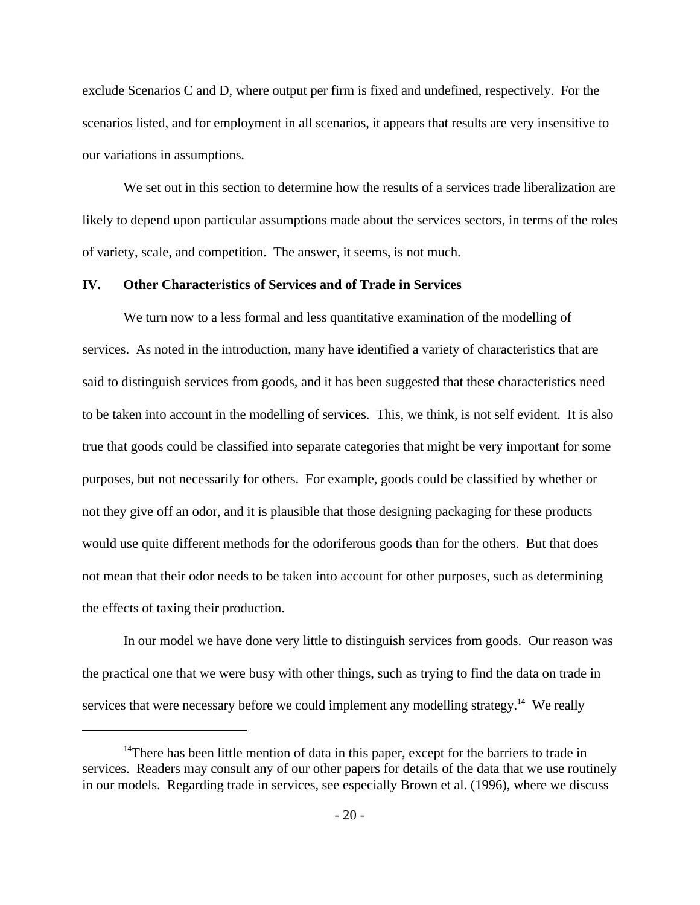exclude Scenarios C and D, where output per firm is fixed and undefined, respectively. For the scenarios listed, and for employment in all scenarios, it appears that results are very insensitive to our variations in assumptions.

We set out in this section to determine how the results of a services trade liberalization are likely to depend upon particular assumptions made about the services sectors, in terms of the roles of variety, scale, and competition. The answer, it seems, is not much.

## IV. Other Characteristics of Services and of Trade in Services

We turn now to a less formal and less quantitative examination of the modelling of services. As noted in the introduction, many have identified a variety of characteristics that are said to distinguish services from goods, and it has been suggested that these characteristics need to be taken into account in the modelling of services. This, we think, is not self evident. It is also true that goods could be classified into separate categories that might be very important for some purposes, but not necessarily for others. For example, goods could be classified by whether or not they give off an odor, and it is plausible that those designing packaging for these products would use quite different methods for the odoriferous goods than for the others. But that does not mean that their odor needs to be taken into account for other purposes, such as determining the effects of taxing their production.

In our model we have done very little to distinguish services from goods. Our reason was the practical one that we were busy with other things, such as trying to find the data on trade in services that were necessary before we could implement any modelling strategy.[14] We really

[14] There has been little mention of data in this paper, except for the barriers to trade in services. Readers may consult any of our other papers for details of the data that we use routinely in our models. Regarding trade in services, see especially Brown et al. (1996), where we discuss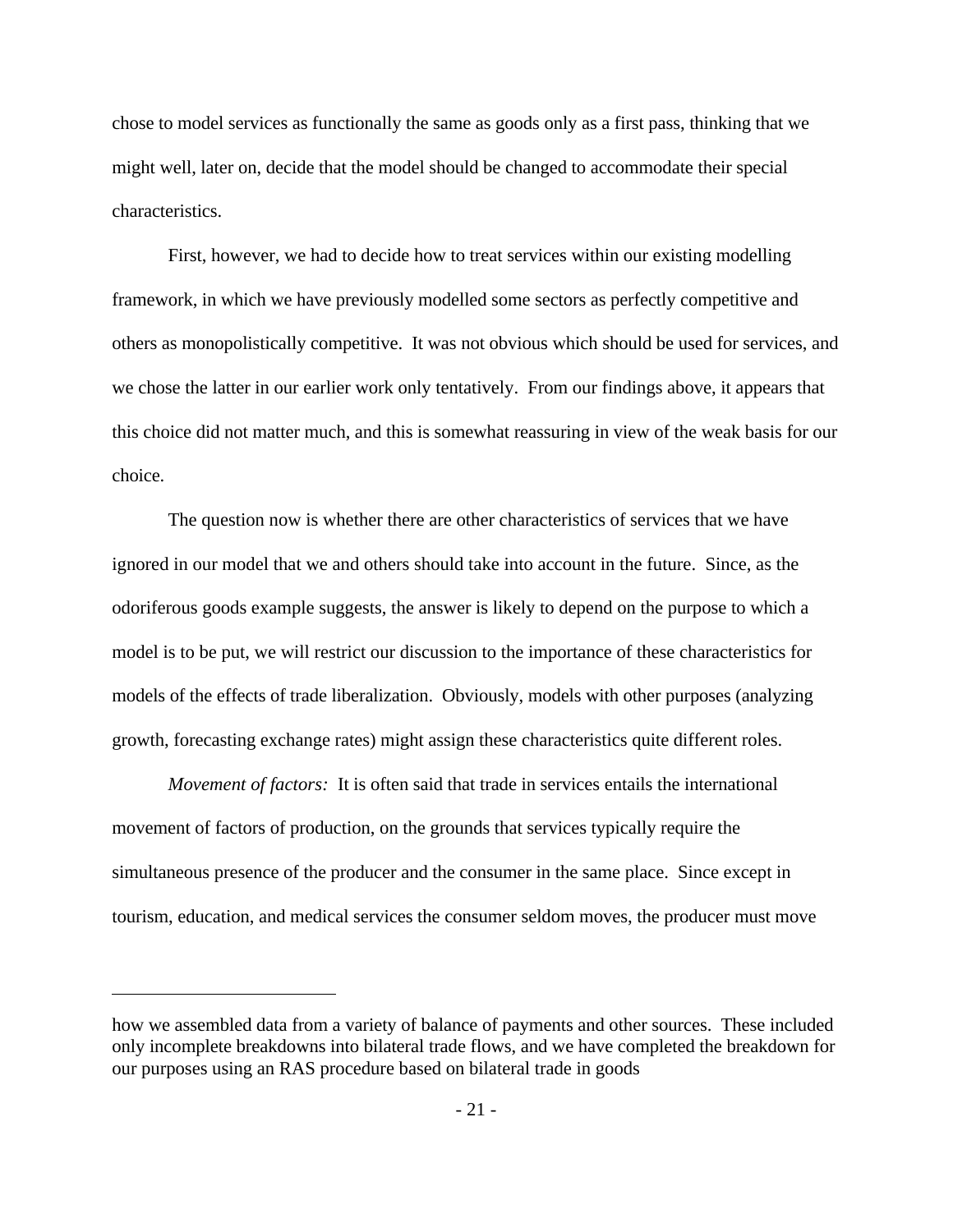chose to model services as functionally the same as goods only as a first pass, thinking that we might well, later on, decide that the model should be changed to accommodate their special characteristics.

First, however, we had to decide how to treat services within our existing modelling framework, in which we have previously modelled some sectors as perfectly competitive and others as monopolistically competitive. It was not obvious which should be used for services, and we chose the latter in our earlier work only tentatively. From our findings above, it appears that this choice did not matter much, and this is somewhat reassuring in view of the weak basis for our choice.

The question now is whether there are other characteristics of services that we have ignored in our model that we and others should take into account in the future. Since, as the odoriferous goods example suggests, the answer is likely to depend on the purpose to which a model is to be put, we will restrict our discussion to the importance of these characteristics for models of the effects of trade liberalization. Obviously, models with other purposes (analyzing growth, forecasting exchange rates) might assign these characteristics quite different roles.

*Movement of factors:* It is often said that trade in services entails the international movement of factors of production, on the grounds that services typically require the simultaneous presence of the producer and the consumer in the same place. Since except in tourism, education, and medical services the consumer seldom moves, the producer must move

---

how we assembled data from a variety of balance of payments and other sources. These included only incomplete breakdowns into bilateral trade flows, and we have completed the breakdown for our purposes using an RAS procedure based on bilateral trade in goods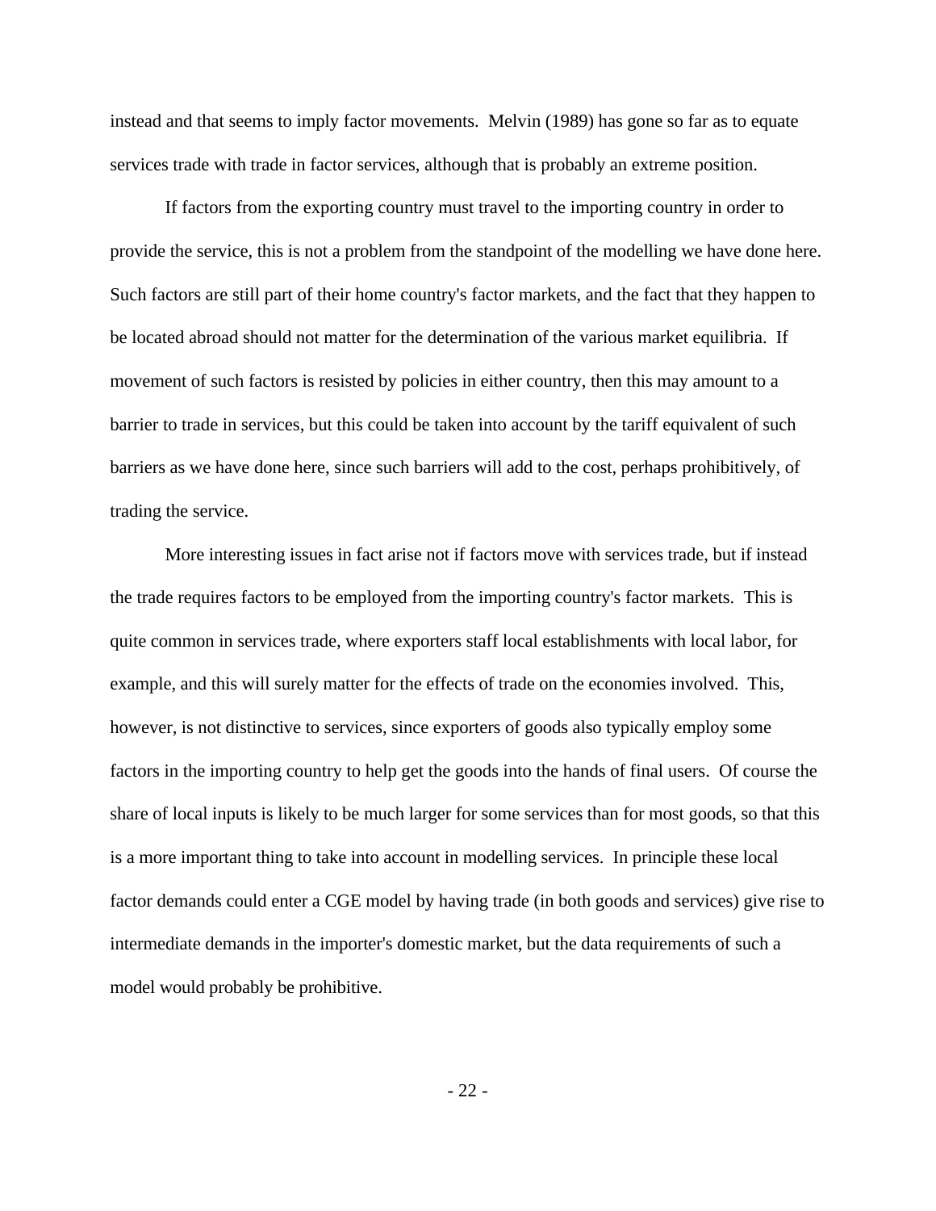instead and that seems to imply factor movements. Melvin (1989) has gone so far as to equate services trade with trade in factor services, although that is probably an extreme position.

If factors from the exporting country must travel to the importing country in order to provide the service, this is not a problem from the standpoint of the modelling we have done here. Such factors are still part of their home country's factor markets, and the fact that they happen to be located abroad should not matter for the determination of the various market equilibria. If movement of such factors is resisted by policies in either country, then this may amount to a barrier to trade in services, but this could be taken into account by the tariff equivalent of such barriers as we have done here, since such barriers will add to the cost, perhaps prohibitively, of trading the service.

More interesting issues in fact arise not if factors move with services trade, but if instead the trade requires factors to be employed from the importing country's factor markets. This is quite common in services trade, where exporters staff local establishments with local labor, for example, and this will surely matter for the effects of trade on the economies involved. This, however, is not distinctive to services, since exporters of goods also typically employ some factors in the importing country to help get the goods into the hands of final users. Of course the share of local inputs is likely to be much larger for some services than for most goods, so that this is a more important thing to take into account in modelling services. In principle these local factor demands could enter a CGE model by having trade (in both goods and services) give rise to intermediate demands in the importer's domestic market, but the data requirements of such a model would probably be prohibitive.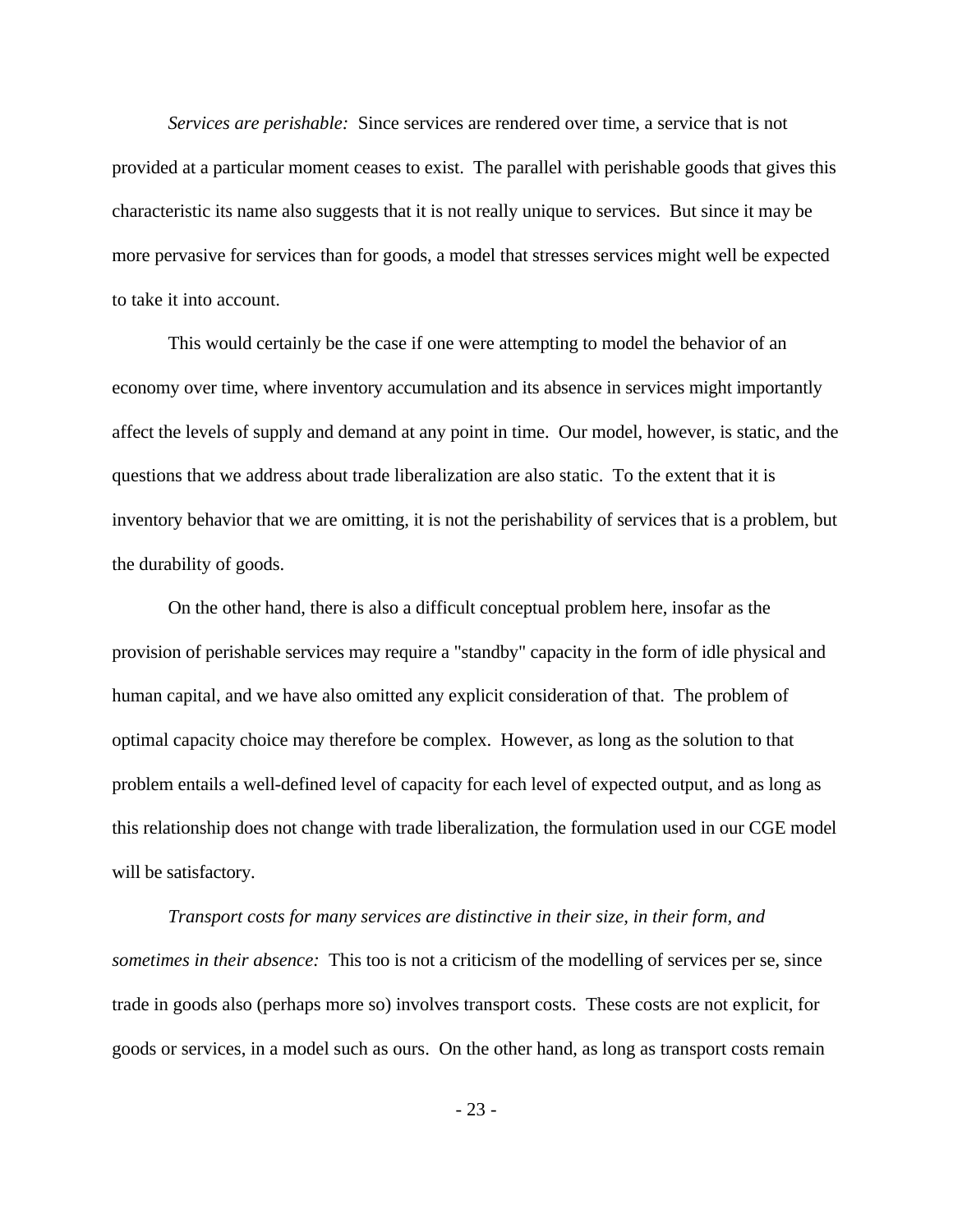*Services are perishable:* Since services are rendered over time, a service that is not provided at a particular moment ceases to exist. The parallel with perishable goods that gives this characteristic its name also suggests that it is not really unique to services. But since it may be more pervasive for services than for goods, a model that stresses services might well be expected to take it into account.

This would certainly be the case if one were attempting to model the behavior of an economy over time, where inventory accumulation and its absence in services might importantly affect the levels of supply and demand at any point in time. Our model, however, is static, and the questions that we address about trade liberalization are also static. To the extent that it is inventory behavior that we are omitting, it is not the perishability of services that is a problem, but the durability of goods.

On the other hand, there is also a difficult conceptual problem here, insofar as the provision of perishable services may require a "standby" capacity in the form of idle physical and human capital, and we have also omitted any explicit consideration of that. The problem of optimal capacity choice may therefore be complex. However, as long as the solution to that problem entails a well-defined level of capacity for each level of expected output, and as long as this relationship does not change with trade liberalization, the formulation used in our CGE model will be satisfactory.

*Transport costs for many services are distinctive in their size, in their form, and sometimes in their absence:* This too is not a criticism of the modelling of services per se, since trade in goods also (perhaps more so) involves transport costs. These costs are not explicit, for goods or services, in a model such as ours. On the other hand, as long as transport costs remain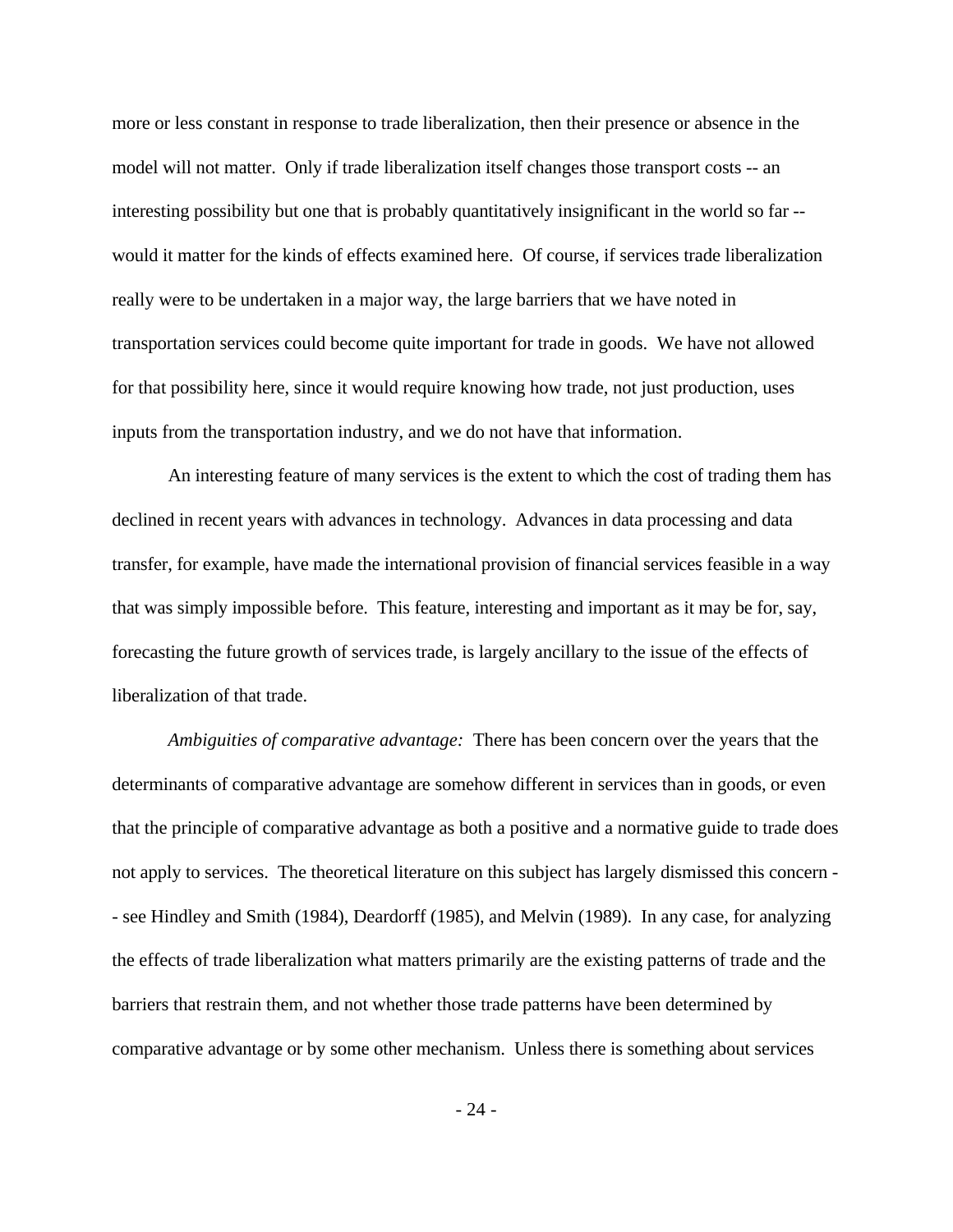more or less constant in response to trade liberalization, then their presence or absence in the model will not matter. Only if trade liberalization itself changes those transport costs -- an interesting possibility but one that is probably quantitatively insignificant in the world so far -- would it matter for the kinds of effects examined here. Of course, if services trade liberalization really were to be undertaken in a major way, the large barriers that we have noted in transportation services could become quite important for trade in goods. We have not allowed for that possibility here, since it would require knowing how trade, not just production, uses inputs from the transportation industry, and we do not have that information.

An interesting feature of many services is the extent to which the cost of trading them has declined in recent years with advances in technology. Advances in data processing and data transfer, for example, have made the international provision of financial services feasible in a way that was simply impossible before. This feature, interesting and important as it may be for, say, forecasting the future growth of services trade, is largely ancillary to the issue of the effects of liberalization of that trade.

*Ambiguities of comparative advantage:* There has been concern over the years that the determinants of comparative advantage are somehow different in services than in goods, or even that the principle of comparative advantage as both a positive and a normative guide to trade does not apply to services. The theoretical literature on this subject has largely dismissed this concern -- see Hindley and Smith (1984), Deardorff (1985), and Melvin (1989). In any case, for analyzing the effects of trade liberalization what matters primarily are the existing patterns of trade and the barriers that restrain them, and not whether those trade patterns have been determined by comparative advantage or by some other mechanism. Unless there is something about services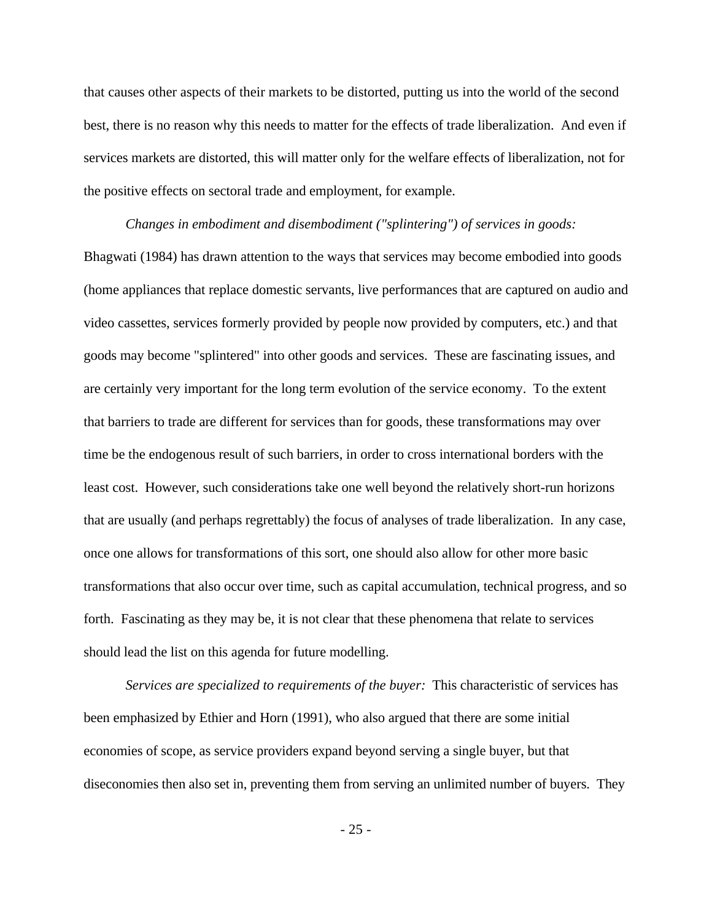that causes other aspects of their markets to be distorted, putting us into the world of the second best, there is no reason why this needs to matter for the effects of trade liberalization. And even if services markets are distorted, this will matter only for the welfare effects of liberalization, not for the positive effects on sectoral trade and employment, for example.

*Changes in embodiment and disembodiment ("splintering") of services in goods:* Bhagwati (1984) has drawn attention to the ways that services may become embodied into goods (home appliances that replace domestic servants, live performances that are captured on audio and video cassettes, services formerly provided by people now provided by computers, etc.) and that goods may become "splintered" into other goods and services. These are fascinating issues, and are certainly very important for the long term evolution of the service economy. To the extent that barriers to trade are different for services than for goods, these transformations may over time be the endogenous result of such barriers, in order to cross international borders with the least cost. However, such considerations take one well beyond the relatively short-run horizons that are usually (and perhaps regrettably) the focus of analyses of trade liberalization. In any case, once one allows for transformations of this sort, one should also allow for other more basic transformations that also occur over time, such as capital accumulation, technical progress, and so forth. Fascinating as they may be, it is not clear that these phenomena that relate to services should lead the list on this agenda for future modelling.

*Services are specialized to requirements of the buyer:* This characteristic of services has been emphasized by Ethier and Horn (1991), who also argued that there are some initial economies of scope, as service providers expand beyond serving a single buyer, but that diseconomies then also set in, preventing them from serving an unlimited number of buyers. They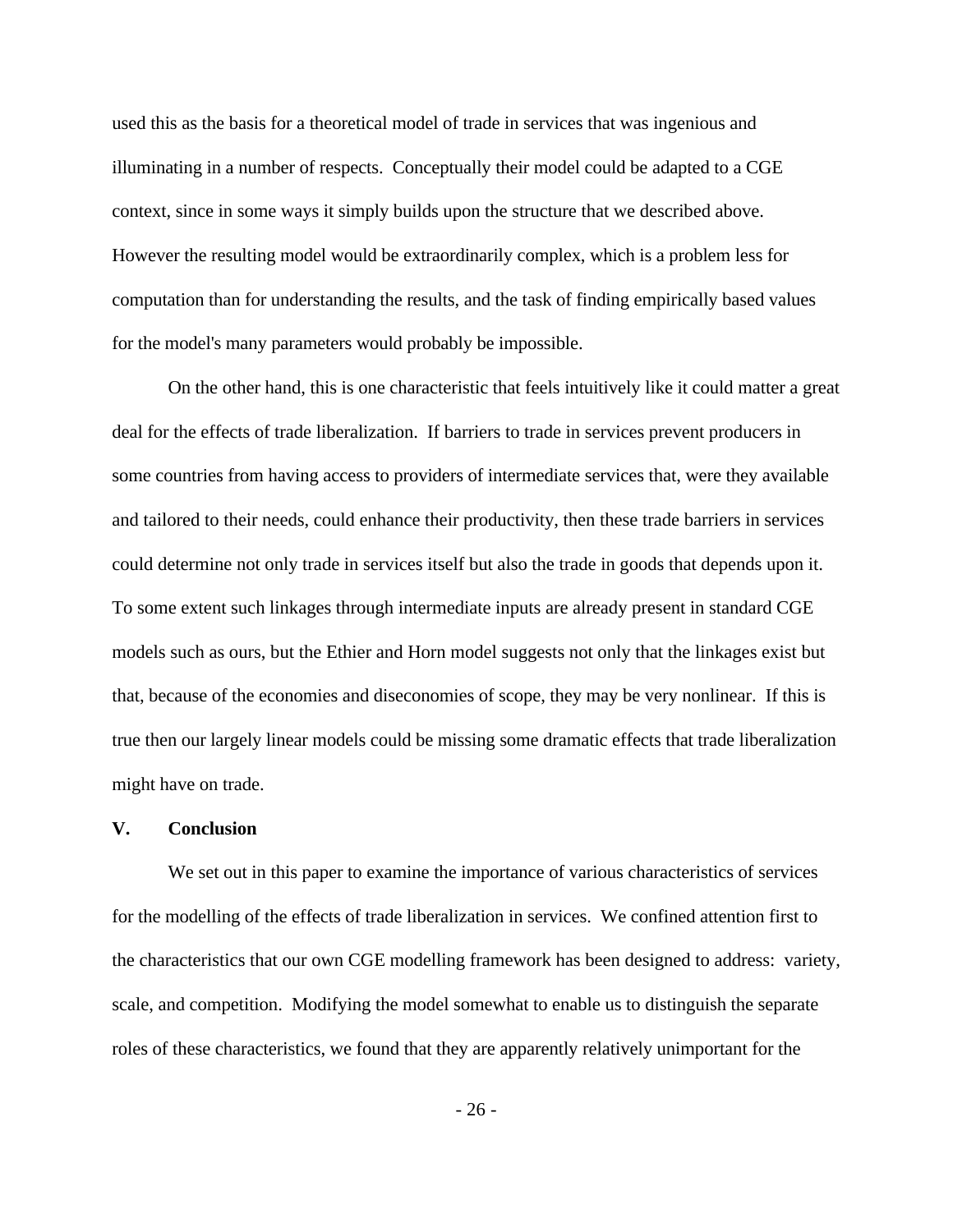used this as the basis for a theoretical model of trade in services that was ingenious and illuminating in a number of respects. Conceptually their model could be adapted to a CGE context, since in some ways it simply builds upon the structure that we described above. However the resulting model would be extraordinarily complex, which is a problem less for computation than for understanding the results, and the task of finding empirically based values for the model's many parameters would probably be impossible.

On the other hand, this is one characteristic that feels intuitively like it could matter a great deal for the effects of trade liberalization. If barriers to trade in services prevent producers in some countries from having access to providers of intermediate services that, were they available and tailored to their needs, could enhance their productivity, then these trade barriers in services could determine not only trade in services itself but also the trade in goods that depends upon it. To some extent such linkages through intermediate inputs are already present in standard CGE models such as ours, but the Ethier and Horn model suggests not only that the linkages exist but that, because of the economies and diseconomies of scope, they may be very nonlinear. If this is true then our largely linear models could be missing some dramatic effects that trade liberalization might have on trade.

## V. Conclusion

We set out in this paper to examine the importance of various characteristics of services for the modelling of the effects of trade liberalization in services. We confined attention first to the characteristics that our own CGE modelling framework has been designed to address: variety, scale, and competition. Modifying the model somewhat to enable us to distinguish the separate roles of these characteristics, we found that they are apparently relatively unimportant for the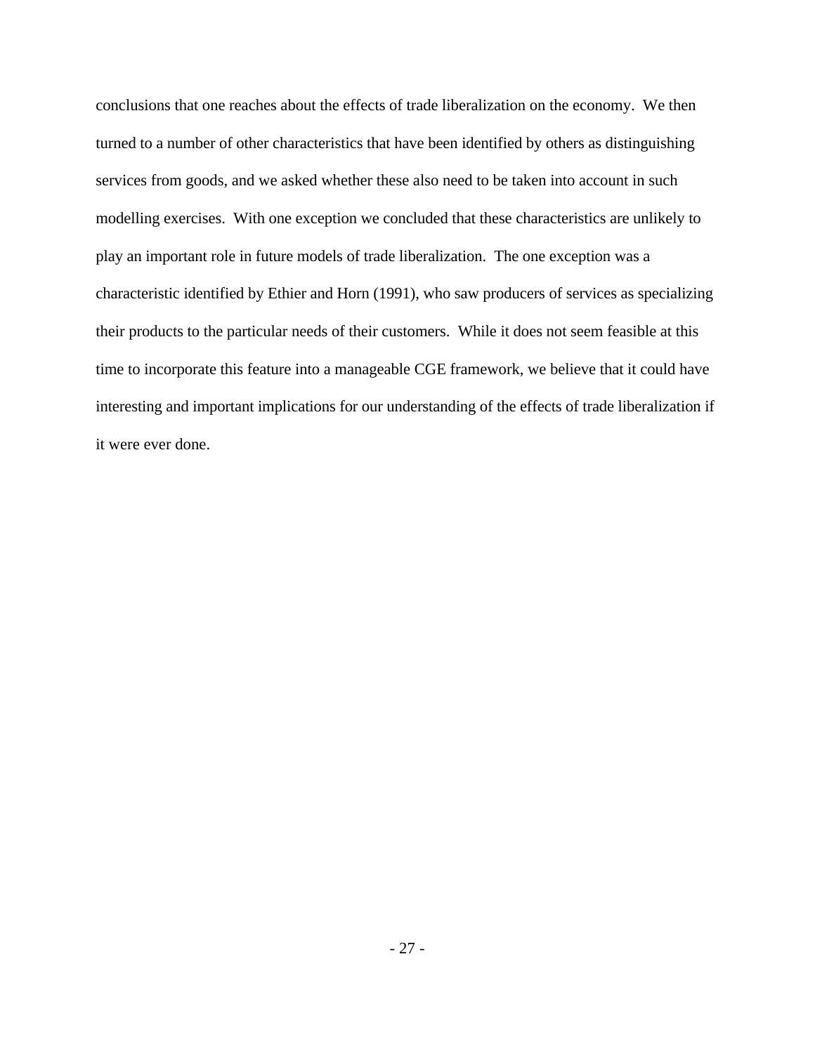conclusions that one reaches about the effects of trade liberalization on the economy. We then turned to a number of other characteristics that have been identified by others as distinguishing services from goods, and we asked whether these also need to be taken into account in such modelling exercises. With one exception we concluded that these characteristics are unlikely to play an important role in future models of trade liberalization. The one exception was a characteristic identified by Ethier and Horn (1991), who saw producers of services as specializing their products to the particular needs of their customers. While it does not seem feasible at this time to incorporate this feature into a manageable CGE framework, we believe that it could have interesting and important implications for our understanding of the effects of trade liberalization if it were ever done.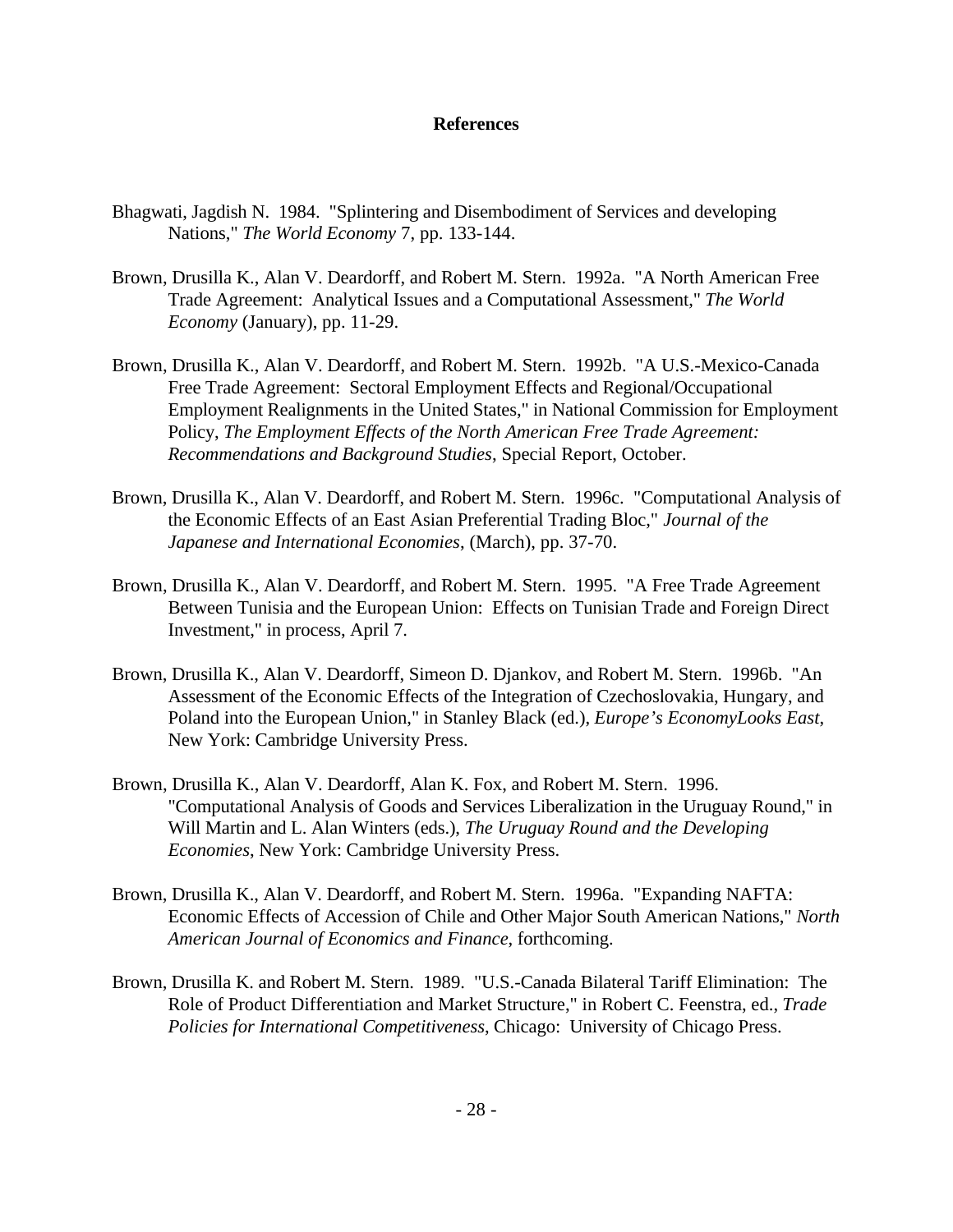# References

Bhagwati, Jagdish N. 1984. "Splintering and Disembodiment of Services and developing Nations," *The World Economy* 7, pp. 133-144.

Brown, Drusilla K., Alan V. Deardorff, and Robert M. Stern. 1992a. "A North American Free Trade Agreement: Analytical Issues and a Computational Assessment," *The World Economy* (January), pp. 11-29.

Brown, Drusilla K., Alan V. Deardorff, and Robert M. Stern. 1992b. "A U.S.-Mexico-Canada Free Trade Agreement: Sectoral Employment Effects and Regional/Occupational Employment Realignments in the United States," in National Commission for Employment Policy, *The Employment Effects of the North American Free Trade Agreement: Recommendations and Background Studies*, Special Report, October.

Brown, Drusilla K., Alan V. Deardorff, and Robert M. Stern. 1996c. "Computational Analysis of the Economic Effects of an East Asian Preferential Trading Bloc," *Journal of the Japanese and International Economies*, (March), pp. 37-70.

Brown, Drusilla K., Alan V. Deardorff, and Robert M. Stern. 1995. "A Free Trade Agreement Between Tunisia and the European Union: Effects on Tunisian Trade and Foreign Direct Investment," in process, April 7.

Brown, Drusilla K., Alan V. Deardorff, Simeon D. Djankov, and Robert M. Stern. 1996b. "An Assessment of the Economic Effects of the Integration of Czechoslovakia, Hungary, and Poland into the European Union," in Stanley Black (ed.), *Europe's EconomyLooks East*, New York: Cambridge University Press.

Brown, Drusilla K., Alan V. Deardorff, Alan K. Fox, and Robert M. Stern. 1996. "Computational Analysis of Goods and Services Liberalization in the Uruguay Round," in Will Martin and L. Alan Winters (eds.), *The Uruguay Round and the Developing Economies*, New York: Cambridge University Press.

Brown, Drusilla K., Alan V. Deardorff, and Robert M. Stern. 1996a. "Expanding NAFTA: Economic Effects of Accession of Chile and Other Major South American Nations," *North American Journal of Economics and Finance*, forthcoming.

Brown, Drusilla K. and Robert M. Stern. 1989. "U.S.-Canada Bilateral Tariff Elimination: The Role of Product Differentiation and Market Structure," in Robert C. Feenstra, ed., *Trade Policies for International Competitiveness*, Chicago: University of Chicago Press.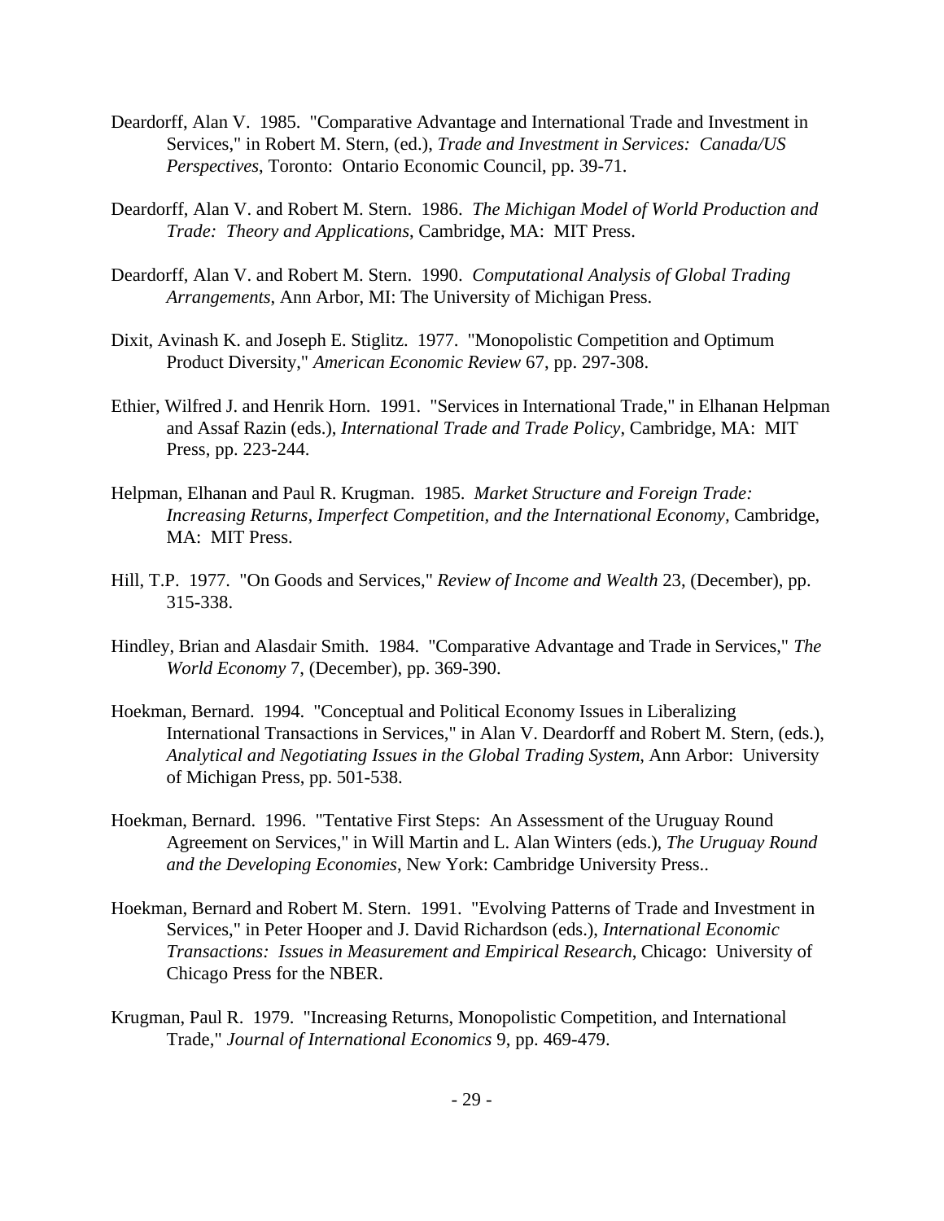Deardorff, Alan V. 1985. "Comparative Advantage and International Trade and Investment in Services," in Robert M. Stern, (ed.), *Trade and Investment in Services: Canada/US Perspectives*, Toronto: Ontario Economic Council, pp. 39-71.

Deardorff, Alan V. and Robert M. Stern. 1986. *The Michigan Model of World Production and Trade: Theory and Applications*, Cambridge, MA: MIT Press.

Deardorff, Alan V. and Robert M. Stern. 1990. *Computational Analysis of Global Trading Arrangements*, Ann Arbor, MI: The University of Michigan Press.

Dixit, Avinash K. and Joseph E. Stiglitz. 1977. "Monopolistic Competition and Optimum Product Diversity," *American Economic Review* 67, pp. 297-308.

Ethier, Wilfred J. and Henrik Horn. 1991. "Services in International Trade," in Elhanan Helpman and Assaf Razin (eds.), *International Trade and Trade Policy*, Cambridge, MA: MIT Press, pp. 223-244.

Helpman, Elhanan and Paul R. Krugman. 1985. *Market Structure and Foreign Trade: Increasing Returns, Imperfect Competition, and the International Economy,* Cambridge, MA: MIT Press.

Hill, T.P. 1977. "On Goods and Services," *Review of Income and Wealth* 23, (December), pp. 315-338.

Hindley, Brian and Alasdair Smith. 1984. "Comparative Advantage and Trade in Services," *The World Economy* 7, (December), pp. 369-390.

Hoekman, Bernard. 1994. "Conceptual and Political Economy Issues in Liberalizing International Transactions in Services," in Alan V. Deardorff and Robert M. Stern, (eds.), *Analytical and Negotiating Issues in the Global Trading System*, Ann Arbor: University of Michigan Press, pp. 501-538.

Hoekman, Bernard. 1996. "Tentative First Steps: An Assessment of the Uruguay Round Agreement on Services," in Will Martin and L. Alan Winters (eds.), *The Uruguay Round and the Developing Economies*, New York: Cambridge University Press..

Hoekman, Bernard and Robert M. Stern. 1991. "Evolving Patterns of Trade and Investment in Services," in Peter Hooper and J. David Richardson (eds.), *International Economic Transactions: Issues in Measurement and Empirical Research*, Chicago: University of Chicago Press for the NBER.

Krugman, Paul R. 1979. "Increasing Returns, Monopolistic Competition, and International Trade," *Journal of International Economics* 9, pp. 469-479.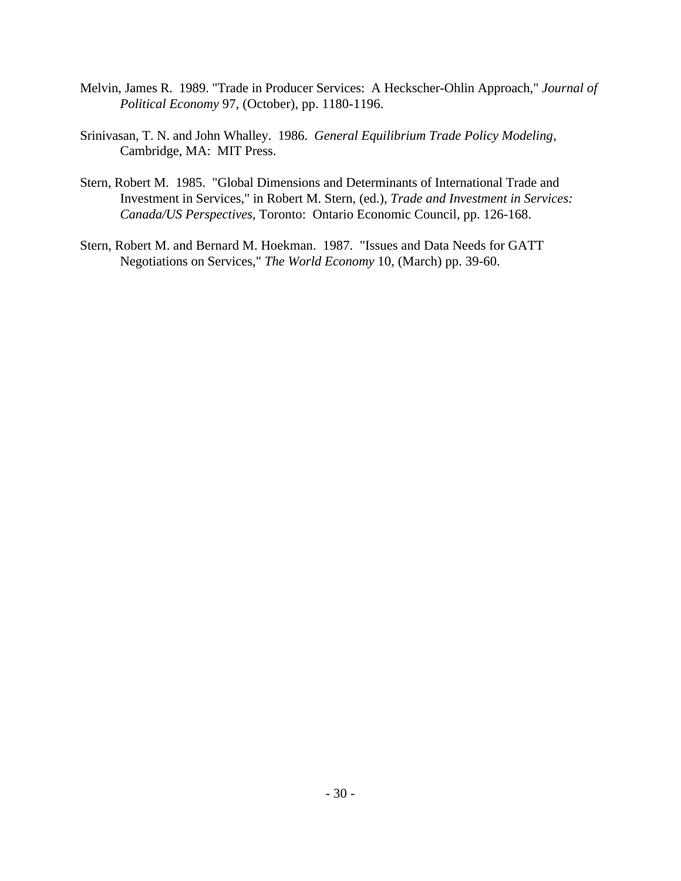Melvin, James R. 1989. "Trade in Producer Services: A Heckscher-Ohlin Approach," *Journal of Political Economy* 97, (October), pp. 1180-1196.

Srinivasan, T. N. and John Whalley. 1986. *General Equilibrium Trade Policy Modeling*, Cambridge, MA: MIT Press.

Stern, Robert M. 1985. "Global Dimensions and Determinants of International Trade and Investment in Services," in Robert M. Stern, (ed.), *Trade and Investment in Services: Canada/US Perspectives*, Toronto: Ontario Economic Council, pp. 126-168.

Stern, Robert M. and Bernard M. Hoekman. 1987. "Issues and Data Needs for GATT Negotiations on Services," *The World Economy* 10, (March) pp. 39-60.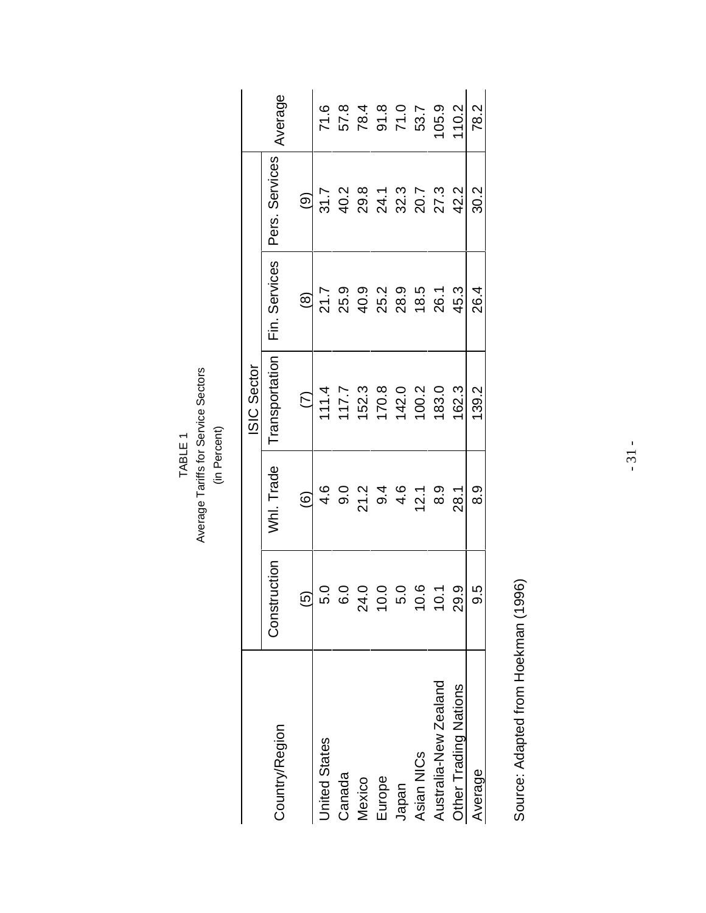TABLE 1
Average Tariffs for Service Sectors
(in Percent)

| Country/Region | ISIC Sector | | | | | Average |
|---|---|---|---|---|---|---|
| | Construction | Whl. Trade | Transportation | Fin. Services | Pers. Services | |
| | (5) | (6) | (7) | (8) | (9) | |
| United States | 5.0 | 4.6 | 111.4 | 21.7 | 31.7 | 71.6 |
| Canada | 6.0 | 9.0 | 117.7 | 25.9 | 40.2 | 57.8 |
| Mexico | 24.0 | 21.2 | 152.3 | 40.9 | 29.8 | 78.4 |
| Europe | 10.0 | 9.4 | 170.8 | 25.2 | 24.1 | 91.8 |
| Japan | 5.0 | 4.6 | 142.0 | 28.9 | 32.3 | 71.0 |
| Asian NICs | 10.6 | 12.1 | 100.2 | 18.5 | 20.7 | 53.7 |
| Australia-New Zealand | 10.1 | 8.9 | 183.0 | 26.1 | 27.3 | 105.9 |
| Other Trading Nations | 29.9 | 28.1 | 162.3 | 45.3 | 42.2 | 110.2 |
| Average | 9.5 | 8.9 | 139.2 | 26.4 | 30.2 | 78.2 |

Source: Adapted from Hoekman (1996)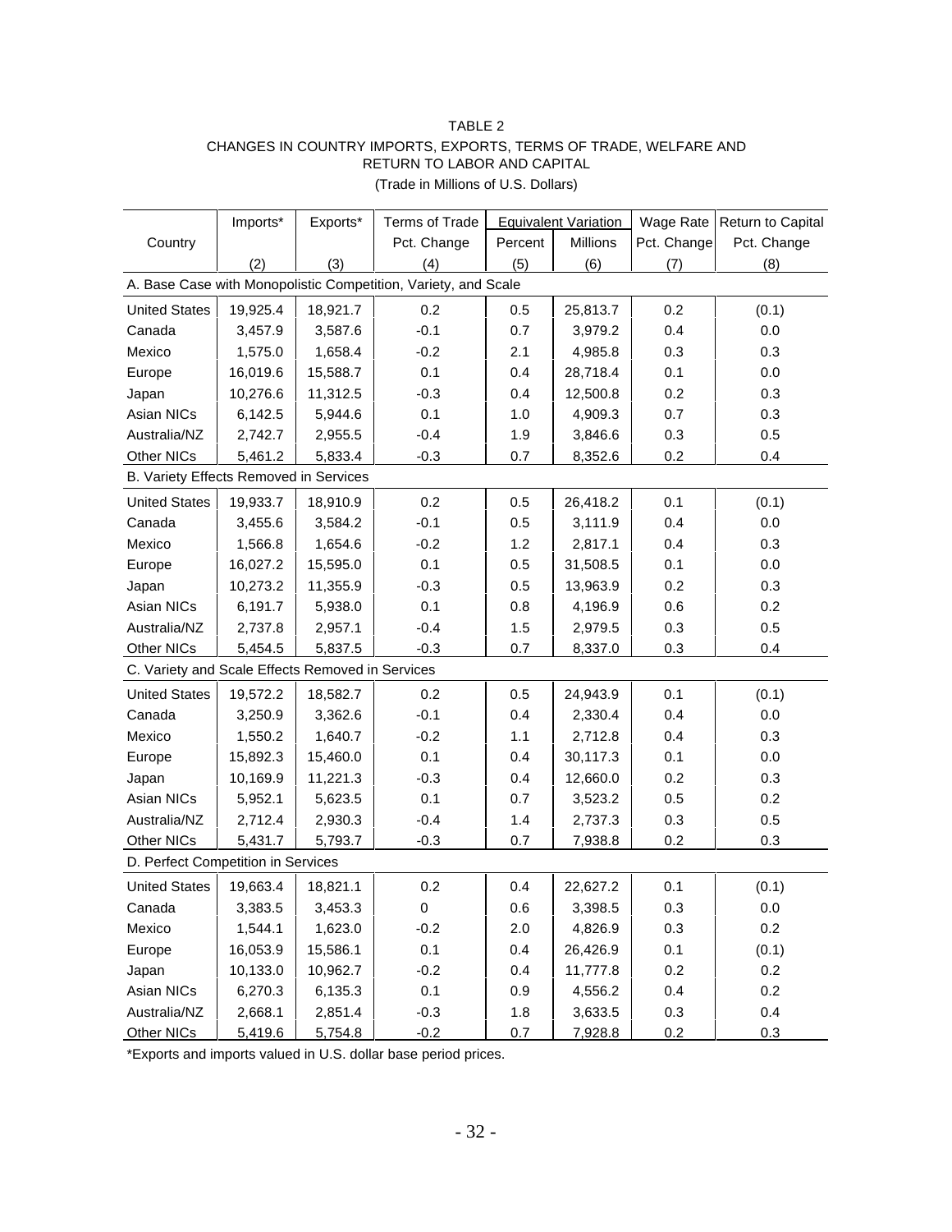TABLE 2

CHANGES IN COUNTRY IMPORTS, EXPORTS, TERMS OF TRADE, WELFARE AND RETURN TO LABOR AND CAPITAL

(Trade in Millions of U.S. Dollars)

| Country | Imports* | Exports* | Terms of Trade Pct. Change | Equivalent Variation | | Wage Rate Pct. Change | Return to Capital Pct. Change |
|---|---|---|---|---|---|---|---|
| | | | | Percent | Millions | | |
| | (2) | (3) | (4) | (5) | (6) | (7) | (8) |
| **A. Base Case with Monopolistic Competition, Variety, and Scale** | | | | | | | |
| United States | 19,925.4 | 18,921.7 | 0.2 | 0.5 | 25,813.7 | 0.2 | (0.1) |
| Canada | 3,457.9 | 3,587.6 | -0.1 | 0.7 | 3,979.2 | 0.4 | 0.0 |
| Mexico | 1,575.0 | 1,658.4 | -0.2 | 2.1 | 4,985.8 | 0.3 | 0.3 |
| Europe | 16,019.6 | 15,588.7 | 0.1 | 0.4 | 28,718.4 | 0.1 | 0.0 |
| Japan | 10,276.6 | 11,312.5 | -0.3 | 0.4 | 12,500.8 | 0.2 | 0.3 |
| Asian NICs | 6,142.5 | 5,944.6 | 0.1 | 1.0 | 4,909.3 | 0.7 | 0.3 |
| Australia/NZ | 2,742.7 | 2,955.5 | -0.4 | 1.9 | 3,846.6 | 0.3 | 0.5 |
| Other NICs | 5,461.2 | 5,833.4 | -0.3 | 0.7 | 8,352.6 | 0.2 | 0.4 |
| **B. Variety Effects Removed in Services** | | | | | | | |
| United States | 19,933.7 | 18,910.9 | 0.2 | 0.5 | 26,418.2 | 0.1 | (0.1) |
| Canada | 3,455.6 | 3,584.2 | -0.1 | 0.5 | 3,111.9 | 0.4 | 0.0 |
| Mexico | 1,566.8 | 1,654.6 | -0.2 | 1.2 | 2,817.1 | 0.4 | 0.3 |
| Europe | 16,027.2 | 15,595.0 | 0.1 | 0.5 | 31,508.5 | 0.1 | 0.0 |
| Japan | 10,273.2 | 11,355.9 | -0.3 | 0.5 | 13,963.9 | 0.2 | 0.3 |
| Asian NICs | 6,191.7 | 5,938.0 | 0.1 | 0.8 | 4,196.9 | 0.6 | 0.2 |
| Australia/NZ | 2,737.8 | 2,957.1 | -0.4 | 1.5 | 2,979.5 | 0.3 | 0.5 |
| Other NICs | 5,454.5 | 5,837.5 | -0.3 | 0.7 | 8,337.0 | 0.3 | 0.4 |
| **C. Variety and Scale Effects Removed in Services** | | | | | | | |
| United States | 19,572.2 | 18,582.7 | 0.2 | 0.5 | 24,943.9 | 0.1 | (0.1) |
| Canada | 3,250.9 | 3,362.6 | -0.1 | 0.4 | 2,330.4 | 0.4 | 0.0 |
| Mexico | 1,550.2 | 1,640.7 | -0.2 | 1.1 | 2,712.8 | 0.4 | 0.3 |
| Europe | 15,892.3 | 15,460.0 | 0.1 | 0.4 | 30,117.3 | 0.1 | 0.0 |
| Japan | 10,169.9 | 11,221.3 | -0.3 | 0.4 | 12,660.0 | 0.2 | 0.3 |
| Asian NICs | 5,952.1 | 5,623.5 | 0.1 | 0.7 | 3,523.2 | 0.5 | 0.2 |
| Australia/NZ | 2,712.4 | 2,930.3 | -0.4 | 1.4 | 2,737.3 | 0.3 | 0.5 |
| Other NICs | 5,431.7 | 5,793.7 | -0.3 | 0.7 | 7,938.8 | 0.2 | 0.3 |
| **D. Perfect Competition in Services** | | | | | | | |
| United States | 19,663.4 | 18,821.1 | 0.2 | 0.4 | 22,627.2 | 0.1 | (0.1) |
| Canada | 3,383.5 | 3,453.3 | 0 | 0.6 | 3,398.5 | 0.3 | 0.0 |
| Mexico | 1,544.1 | 1,623.0 | -0.2 | 2.0 | 4,826.9 | 0.3 | 0.2 |
| Europe | 16,053.9 | 15,586.1 | 0.1 | 0.4 | 26,426.9 | 0.1 | (0.1) |
| Japan | 10,133.0 | 10,962.7 | -0.2 | 0.4 | 11,777.8 | 0.2 | 0.2 |
| Asian NICs | 6,270.3 | 6,135.3 | 0.1 | 0.9 | 4,556.2 | 0.4 | 0.2 |
| Australia/NZ | 2,668.1 | 2,851.4 | -0.3 | 1.8 | 3,633.5 | 0.3 | 0.4 |
| Other NICs | 5,419.6 | 5,754.8 | -0.2 | 0.7 | 7,928.8 | 0.2 | 0.3 |

*Exports and imports valued in U.S. dollar base period prices.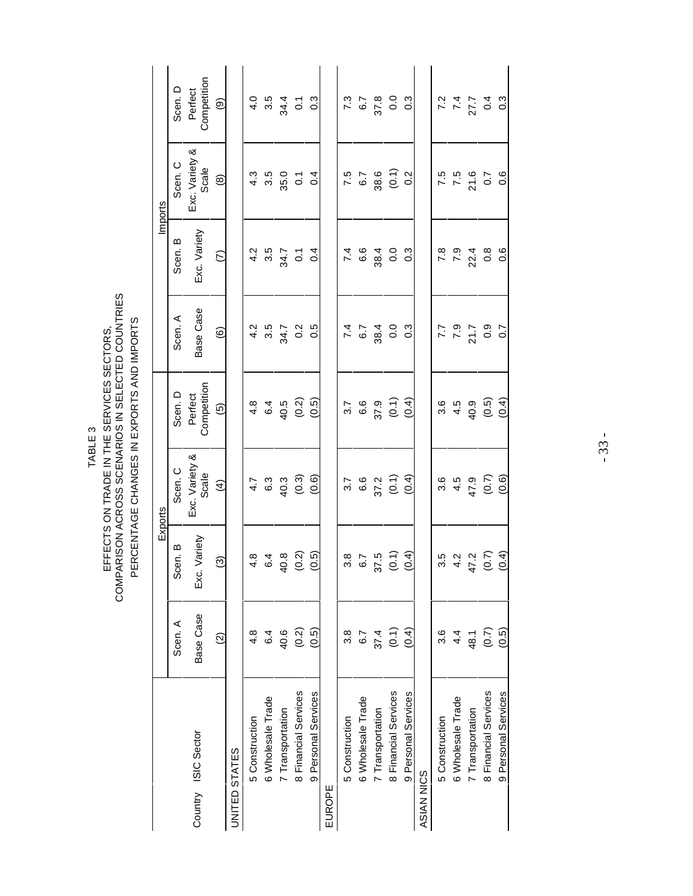TABLE 3

EFFECTS ON TRADE IN THE SERVICES SECTORS,
COMPARISON ACROSS SCENARIOS IN SELECTED COUNTRIES
PERCENTAGE CHANGES IN EXPORTS AND IMPORTS

| Country ISIC Sector | Exports | | | | Imports | | | |
|---|---|---|---|---|---|---|---|---|
| | Scen. A Base Case | Scen. B Exc. Variety | Scen. C Exc. Variety & Scale | Scen. D Perfect Competition | Scen. A Base Case | Scen. B Exc. Variety | Scen. C Exc. Variety & Scale | Scen. D Perfect Competition |
| | (2) | (3) | (4) | (5) | (6) | (7) | (8) | (9) |
| UNITED STATES | | | | | | | | |
| 5 Construction | 4.8 | 4.8 | 4.7 | 4.8 | 4.2 | 4.2 | 4.3 | 4.0 |
| 6 Wholesale Trade | 6.4 | 6.4 | 6.3 | 6.4 | 3.5 | 3.5 | 3.5 | 3.5 |
| 7 Transportation | 40.6 | 40.8 | 40.3 | 40.5 | 34.7 | 34.7 | 35.0 | 34.4 |
| 8 Financial Services | (0.2) | (0.2) | (0.3) | (0.2) | 0.2 | 0.1 | 0.1 | 0.1 |
| 9 Personal Services | (0.5) | (0.5) | (0.6) | (0.5) | 0.5 | 0.4 | 0.4 | 0.3 |
| EUROPE | | | | | | | | |
| 5 Construction | 3.8 | 3.8 | 3.7 | 3.7 | 7.4 | 7.4 | 7.5 | 7.3 |
| 6 Wholesale Trade | 6.7 | 6.7 | 6.6 | 6.6 | 6.7 | 6.6 | 6.7 | 6.7 |
| 7 Transportation | 37.4 | 37.5 | 37.2 | 37.9 | 38.4 | 38.4 | 38.6 | 37.8 |
| 8 Financial Services | (0.1) | (0.1) | (0.1) | (0.1) | 0.0 | 0.0 | (0.1) | 0.0 |
| 9 Personal Services | (0.4) | (0.4) | (0.4) | (0.4) | 0.3 | 0.3 | 0.2 | 0.3 |
| ASIAN NICS | | | | | | | | |
| 5 Construction | 3.6 | 3.5 | 3.6 | 3.6 | 7.7 | 7.8 | 7.5 | 7.2 |
| 6 Wholesale Trade | 4.4 | 4.2 | 4.5 | 4.5 | 7.9 | 7.9 | 7.5 | 7.4 |
| 7 Transportation | 48.1 | 47.2 | 47.9 | 40.9 | 21.7 | 22.4 | 21.6 | 27.7 |
| 8 Financial Services | (0.7) | (0.7) | (0.7) | (0.5) | 0.9 | 0.8 | 0.7 | 0.4 |
| 9 Personal Services | (0.5) | (0.4) | (0.6) | (0.4) | 0.7 | 0.6 | 0.6 | 0.3 |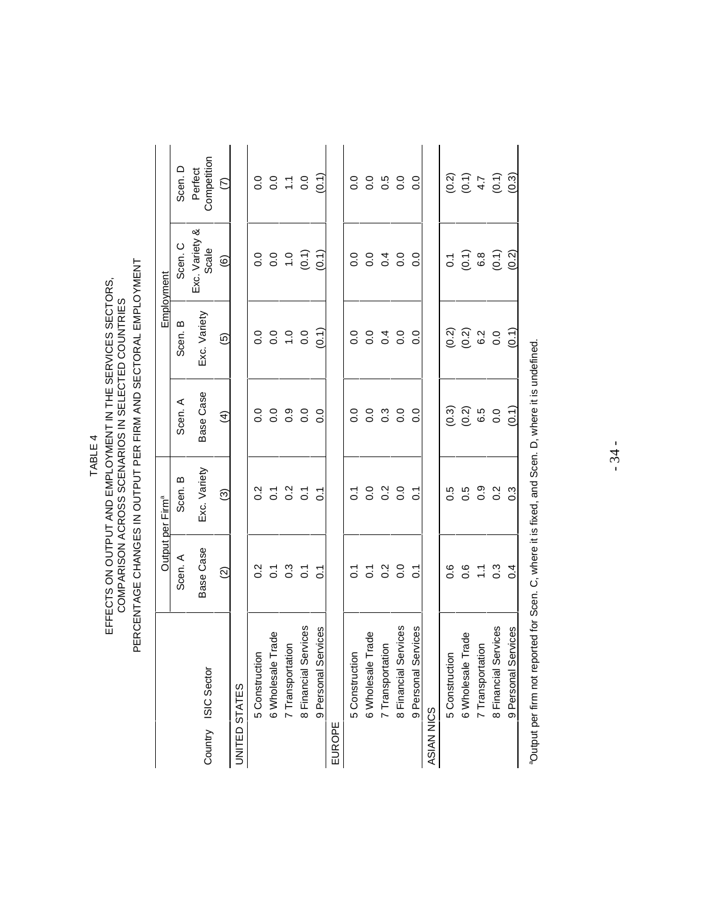TABLE 4

EFFECTS ON OUTPUT AND EMPLOYMENT IN THE SERVICES SECTORS,
COMPARISON ACROSS SCENARIOS IN SELECTED COUNTRIES
PERCENTAGE CHANGES IN OUTPUT PER FIRM AND SECTORAL EMPLOYMENT

| Country | ISIC Sector | Output per Firm[a] | | Employment | | | |
|---|---|---|---|---|---|---|---|
| | | Scen. A Base Case | Scen. B Exc. Variety | Scen. A Base Case | Scen. B Exc. Variety | Scen. C Exc. Variety & Scale | Scen. D Perfect Competition |
| | | (2) | (3) | (4) | (5) | (6) | (7) |
| UNITED STATES | | | | | | | |
| | 5 Construction | 0.2 | 0.2 | 0.0 | 0.0 | 0.0 | 0.0 |
| | 6 Wholesale Trade | 0.1 | 0.1 | 0.0 | 0.0 | 0.0 | 0.0 |
| | 7 Transportation | 0.3 | 0.2 | 0.9 | 1.0 | 1.0 | 1.1 |
| | 8 Financial Services | 0.1 | 0.1 | 0.0 | 0.0 | (0.1) | 0.0 |
| | 9 Personal Services | 0.1 | 0.1 | 0.0 | (0.1) | (0.1) | (0.1) |
| EUROPE | | | | | | | |
| | 5 Construction | 0.1 | 0.1 | 0.0 | 0.0 | 0.0 | 0.0 |
| | 6 Wholesale Trade | 0.1 | 0.0 | 0.0 | 0.0 | 0.0 | 0.0 |
| | 7 Transportation | 0.2 | 0.2 | 0.3 | 0.4 | 0.4 | 0.5 |
| | 8 Financial Services | 0.0 | 0.0 | 0.0 | 0.0 | 0.0 | 0.0 |
| | 9 Personal Services | 0.1 | 0.1 | 0.0 | 0.0 | 0.0 | 0.0 |
| ASIAN NICS | | | | | | | |
| | 5 Construction | 0.6 | 0.5 | (0.3) | (0.2) | 0.1 | (0.2) |
| | 6 Wholesale Trade | 0.6 | 0.5 | (0.2) | (0.2) | (0.1) | (0.1) |
| | 7 Transportation | 1.1 | 0.9 | 6.5 | 6.2 | 6.8 | 4.7 |
| | 8 Financial Services | 0.3 | 0.2 | 0.0 | 0.0 | (0.1) | (0.1) |
| | 9 Personal Services | 0.4 | 0.3 | (0.1) | (0.1) | (0.2) | (0.3) |

[a]Output per firm not reported for Scen. C, where it is fixed, and Scen. D, where it is undefined.